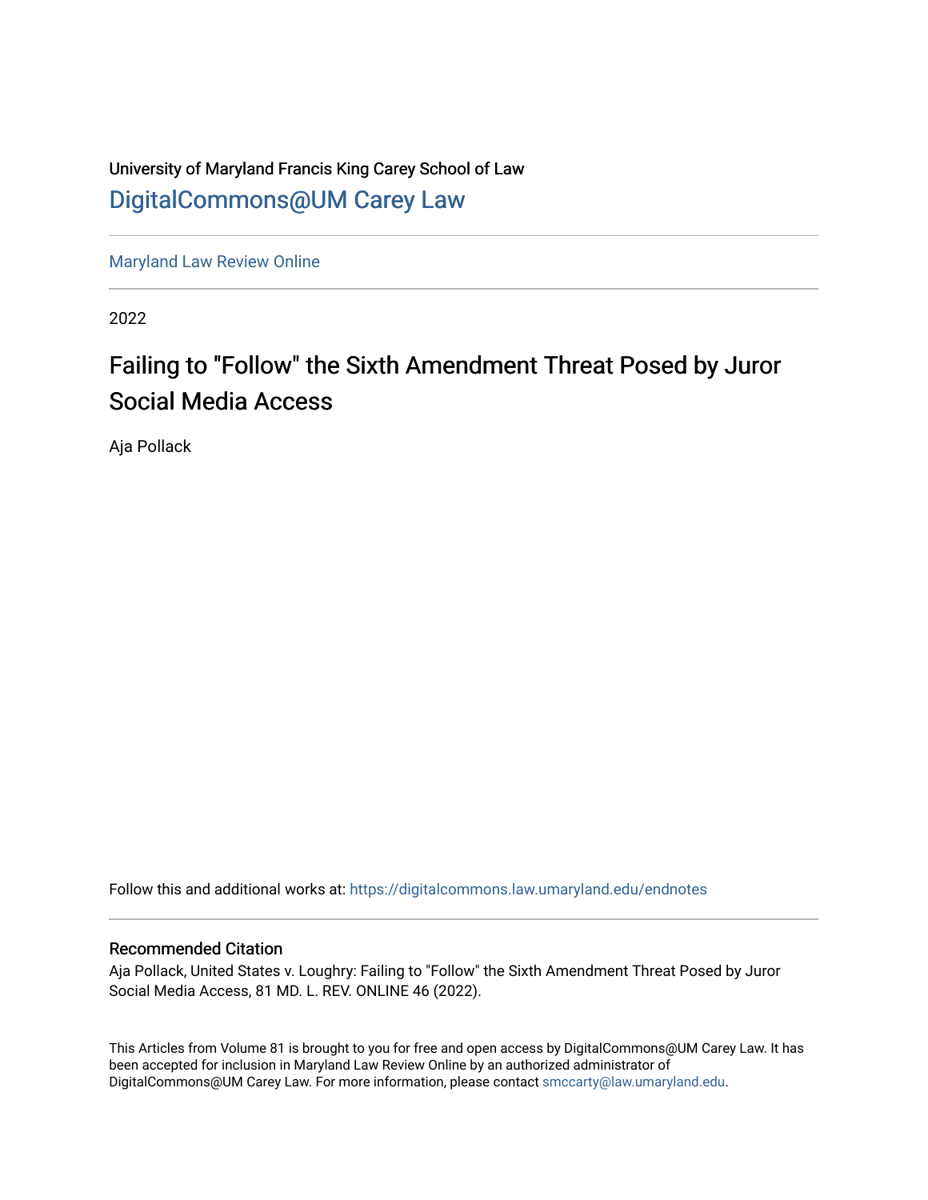University of Maryland Francis King Carey School of Law

DigitalCommons@UM Carey Law

Maryland Law Review Online

2022

# Failing to "Follow" the Sixth Amendment Threat Posed by Juror Social Media Access

Aja Pollack

Follow this and additional works at: https://digitalcommons.law.umaryland.edu/endnotes

## Recommended Citation

Aja Pollack, United States v. Loughry: Failing to "Follow" the Sixth Amendment Threat Posed by Juror Social Media Access, 81 MD. L. REV. ONLINE 46 (2022).

This Articles from Volume 81 is brought to you for free and open access by DigitalCommons@UM Carey Law. It has been accepted for inclusion in Maryland Law Review Online by an authorized administrator of DigitalCommons@UM Carey Law. For more information, please contact smccarty@law.umaryland.edu.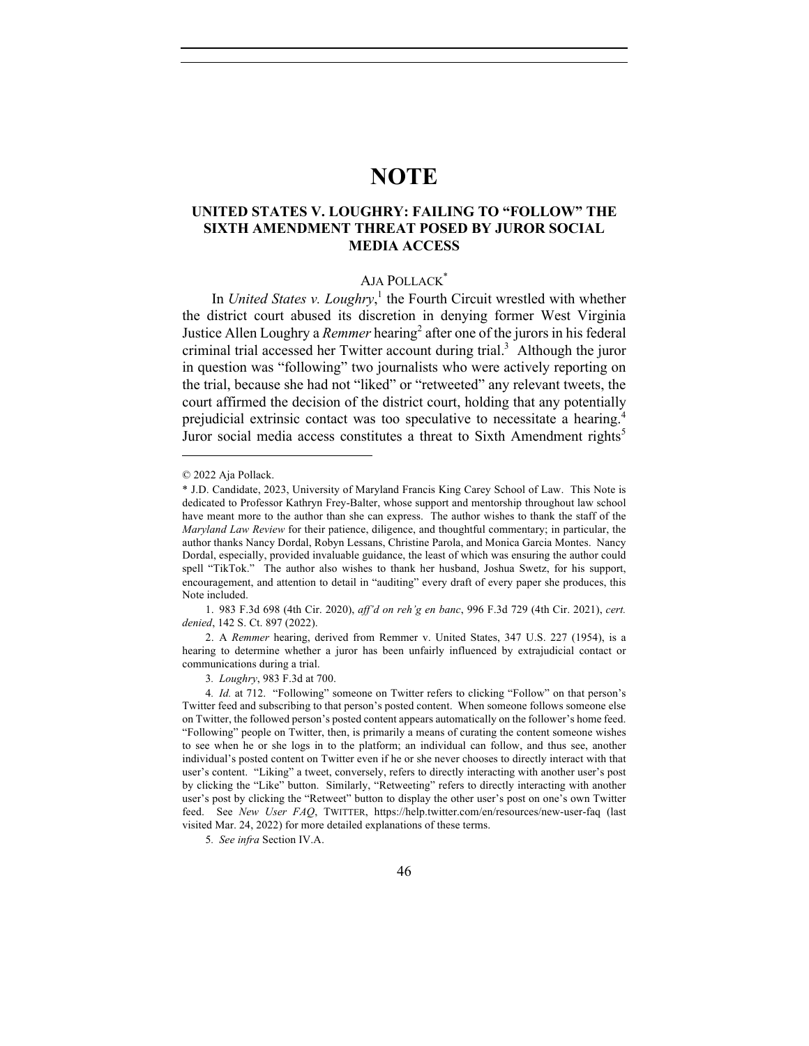# NOTE

## UNITED STATES V. LOUGHRY: FAILING TO "FOLLOW" THE SIXTH AMENDMENT THREAT POSED BY JUROR SOCIAL MEDIA ACCESS

AJA POLLACK*

In *United States v. Loughry*,[1] the Fourth Circuit wrestled with whether the district court abused its discretion in denying former West Virginia Justice Allen Loughry a *Remmer* hearing[2] after one of the jurors in his federal criminal trial accessed her Twitter account during trial.[3] Although the juror in question was "following" two journalists who were actively reporting on the trial, because she had not "liked" or "retweeted" any relevant tweets, the court affirmed the decision of the district court, holding that any potentially prejudicial extrinsic contact was too speculative to necessitate a hearing.[4] Juror social media access constitutes a threat to Sixth Amendment rights[5]

---

© 2022 Aja Pollack.

\* J.D. Candidate, 2023, University of Maryland Francis King Carey School of Law. This Note is dedicated to Professor Kathryn Frey-Balter, whose support and mentorship throughout law school have meant more to the author than she can express. The author wishes to thank the staff of the *Maryland Law Review* for their patience, diligence, and thoughtful commentary; in particular, the author thanks Nancy Dordal, Robyn Lessans, Christine Parola, and Monica Garcia Montes. Nancy Dordal, especially, provided invaluable guidance, the least of which was ensuring the author could spell "TikTok." The author also wishes to thank her husband, Joshua Swetz, for his support, encouragement, and attention to detail in "auditing" every draft of every paper she produces, this Note included.

1. 983 F.3d 698 (4th Cir. 2020), *aff'd on reh'g en banc*, 996 F.3d 729 (4th Cir. 2021), *cert. denied*, 142 S. Ct. 897 (2022).

2. A *Remmer* hearing, derived from Remmer v. United States, 347 U.S. 227 (1954), is a hearing to determine whether a juror has been unfairly influenced by extrajudicial contact or communications during a trial.

3. *Loughry*, 983 F.3d at 700.

4. *Id.* at 712. "Following" someone on Twitter refers to clicking "Follow" on that person's Twitter feed and subscribing to that person's posted content. When someone follows someone else on Twitter, the followed person's posted content appears automatically on the follower's home feed. "Following" people on Twitter, then, is primarily a means of curating the content someone wishes to see when he or she logs in to the platform; an individual can follow, and thus see, another individual's posted content on Twitter even if he or she never chooses to directly interact with that user's content. "Liking" a tweet, conversely, refers to directly interacting with another user's post by clicking the "Like" button. Similarly, "Retweeting" refers to directly interacting with another user's post by clicking the "Retweet" button to display the other user's post on one's own Twitter feed. See *New User FAQ*, TWITTER, https://help.twitter.com/en/resources/new-user-faq (last visited Mar. 24, 2022) for more detailed explanations of these terms.

5. *See infra* Section IV.A.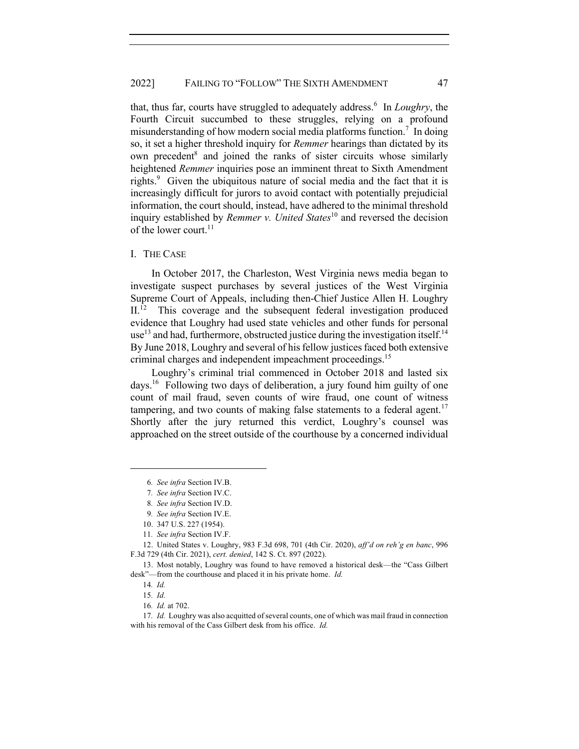that, thus far, courts have struggled to adequately address.[6] In *Loughry*, the Fourth Circuit succumbed to these struggles, relying on a profound misunderstanding of how modern social media platforms function.[7] In doing so, it set a higher threshold inquiry for *Remmer* hearings than dictated by its own precedent[8] and joined the ranks of sister circuits whose similarly heightened *Remmer* inquiries pose an imminent threat to Sixth Amendment rights.[9] Given the ubiquitous nature of social media and the fact that it is increasingly difficult for jurors to avoid contact with potentially prejudicial information, the court should, instead, have adhered to the minimal threshold inquiry established by *Remmer v. United States*[10] and reversed the decision of the lower court.[11]

## I. THE CASE

In October 2017, the Charleston, West Virginia news media began to investigate suspect purchases by several justices of the West Virginia Supreme Court of Appeals, including then-Chief Justice Allen H. Loughry II.[12] This coverage and the subsequent federal investigation produced evidence that Loughry had used state vehicles and other funds for personal use[13] and had, furthermore, obstructed justice during the investigation itself.[14] By June 2018, Loughry and several of his fellow justices faced both extensive criminal charges and independent impeachment proceedings.[15]

Loughry's criminal trial commenced in October 2018 and lasted six days.[16] Following two days of deliberation, a jury found him guilty of one count of mail fraud, seven counts of wire fraud, one count of witness tampering, and two counts of making false statements to a federal agent.[17] Shortly after the jury returned this verdict, Loughry's counsel was approached on the street outside of the courthouse by a concerned individual

---

6. *See infra* Section IV.B.

7. *See infra* Section IV.C.

8. *See infra* Section IV.D.

9. *See infra* Section IV.E.

10. 347 U.S. 227 (1954).

11. *See infra* Section IV.F.

12. United States v. Loughry, 983 F.3d 698, 701 (4th Cir. 2020), *aff'd on reh'g en banc*, 996 F.3d 729 (4th Cir. 2021), *cert. denied*, 142 S. Ct. 897 (2022).

13. Most notably, Loughry was found to have removed a historical desk—the "Cass Gilbert desk"—from the courthouse and placed it in his private home. *Id.*

14. *Id.*

15. *Id.*

16. *Id.* at 702.

17. *Id.* Loughry was also acquitted of several counts, one of which was mail fraud in connection with his removal of the Cass Gilbert desk from his office. *Id.*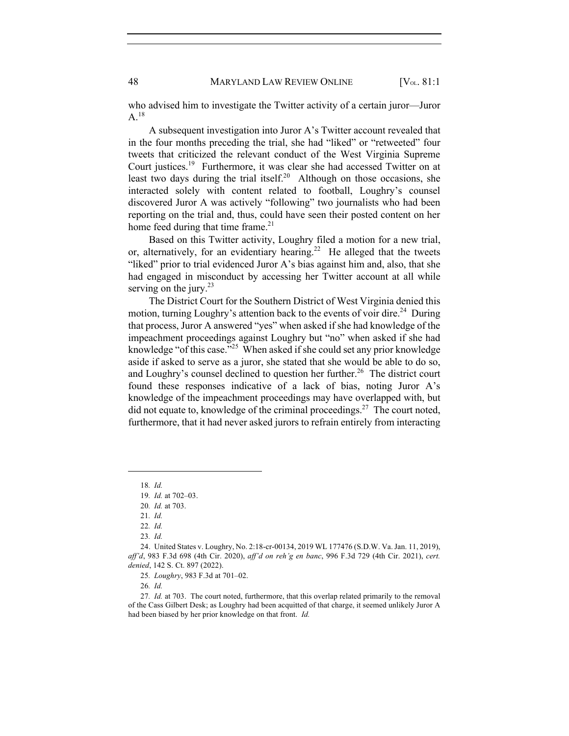who advised him to investigate the Twitter activity of a certain juror—Juror A.[18]

A subsequent investigation into Juror A's Twitter account revealed that in the four months preceding the trial, she had "liked" or "retweeted" four tweets that criticized the relevant conduct of the West Virginia Supreme Court justices.[19] Furthermore, it was clear she had accessed Twitter on at least two days during the trial itself.[20] Although on those occasions, she interacted solely with content related to football, Loughry's counsel discovered Juror A was actively "following" two journalists who had been reporting on the trial and, thus, could have seen their posted content on her home feed during that time frame.[21]

Based on this Twitter activity, Loughry filed a motion for a new trial, or, alternatively, for an evidentiary hearing.[22] He alleged that the tweets "liked" prior to trial evidenced Juror A's bias against him and, also, that she had engaged in misconduct by accessing her Twitter account at all while serving on the jury.[23]

The District Court for the Southern District of West Virginia denied this motion, turning Loughry's attention back to the events of voir dire.[24] During that process, Juror A answered "yes" when asked if she had knowledge of the impeachment proceedings against Loughry but "no" when asked if she had knowledge "of this case."[25] When asked if she could set any prior knowledge aside if asked to serve as a juror, she stated that she would be able to do so, and Loughry's counsel declined to question her further.[26] The district court found these responses indicative of a lack of bias, noting Juror A's knowledge of the impeachment proceedings may have overlapped with, but did not equate to, knowledge of the criminal proceedings.[27] The court noted, furthermore, that it had never asked jurors to refrain entirely from interacting

---

18. *Id.*

19. *Id.* at 702–03.

20. *Id.* at 703.

21. *Id.*

22. *Id.*

23. *Id.*

24. United States v. Loughry, No. 2:18-cr-00134, 2019 WL 177476 (S.D.W. Va. Jan. 11, 2019), *aff'd*, 983 F.3d 698 (4th Cir. 2020), *aff'd on reh'g en banc*, 996 F.3d 729 (4th Cir. 2021), *cert. denied*, 142 S. Ct. 897 (2022).

25. *Loughry*, 983 F.3d at 701–02.

26. *Id.*

27. *Id.* at 703. The court noted, furthermore, that this overlap related primarily to the removal of the Cass Gilbert Desk; as Loughry had been acquitted of that charge, it seemed unlikely Juror A had been biased by her prior knowledge on that front. *Id.*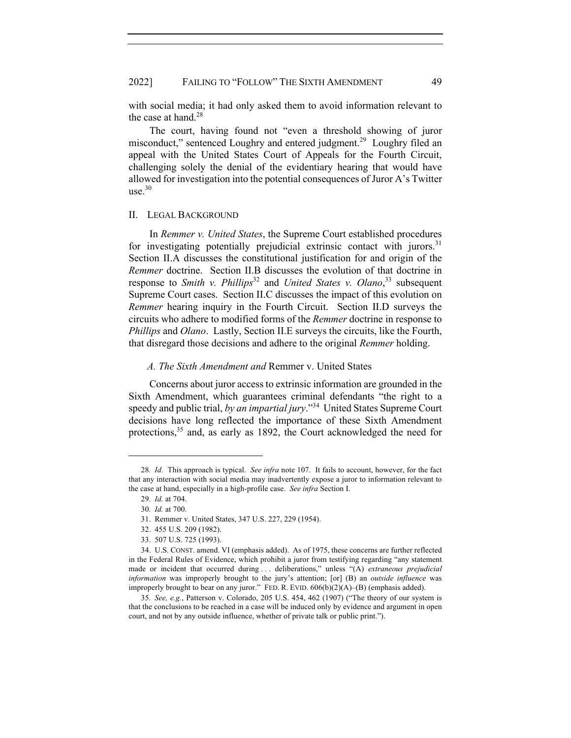with social media; it had only asked them to avoid information relevant to the case at hand.[28]

The court, having found not "even a threshold showing of juror misconduct," sentenced Loughry and entered judgment.[29] Loughry filed an appeal with the United States Court of Appeals for the Fourth Circuit, challenging solely the denial of the evidentiary hearing that would have allowed for investigation into the potential consequences of Juror A's Twitter use.[30]

## II. Legal Background

In *Remmer v. United States*, the Supreme Court established procedures for investigating potentially prejudicial extrinsic contact with jurors.[31] Section II.A discusses the constitutional justification for and origin of the *Remmer* doctrine. Section II.B discusses the evolution of that doctrine in response to *Smith v. Phillips*[32] and *United States v. Olano*,[33] subsequent Supreme Court cases. Section II.C discusses the impact of this evolution on *Remmer* hearing inquiry in the Fourth Circuit. Section II.D surveys the circuits who adhere to modified forms of the *Remmer* doctrine in response to *Phillips* and *Olano*. Lastly, Section II.E surveys the circuits, like the Fourth, that disregard those decisions and adhere to the original *Remmer* holding.

### *A. The Sixth Amendment and* Remmer v. United States

Concerns about juror access to extrinsic information are grounded in the Sixth Amendment, which guarantees criminal defendants "the right to a speedy and public trial, *by an impartial jury*."[34] United States Supreme Court decisions have long reflected the importance of these Sixth Amendment protections,[35] and, as early as 1892, the Court acknowledged the need for

---

28. *Id.* This approach is typical. *See infra* note 107. It fails to account, however, for the fact that any interaction with social media may inadvertently expose a juror to information relevant to the case at hand, especially in a high-profile case. *See infra* Section I.

29. *Id.* at 704.

30. *Id.* at 700.

31. Remmer v. United States, 347 U.S. 227, 229 (1954).

32. 455 U.S. 209 (1982).

33. 507 U.S. 725 (1993).

34. U.S. CONST. amend. VI (emphasis added). As of 1975, these concerns are further reflected in the Federal Rules of Evidence, which prohibit a juror from testifying regarding "any statement made or incident that occurred during . . . deliberations," unless "(A) *extraneous prejudicial information* was improperly brought to the jury's attention; [or] (B) an *outside influence* was improperly brought to bear on any juror." FED. R. EVID. 606(b)(2)(A)–(B) (emphasis added).

35. *See, e.g.*, Patterson v. Colorado, 205 U.S. 454, 462 (1907) ("The theory of our system is that the conclusions to be reached in a case will be induced only by evidence and argument in open court, and not by any outside influence, whether of private talk or public print.").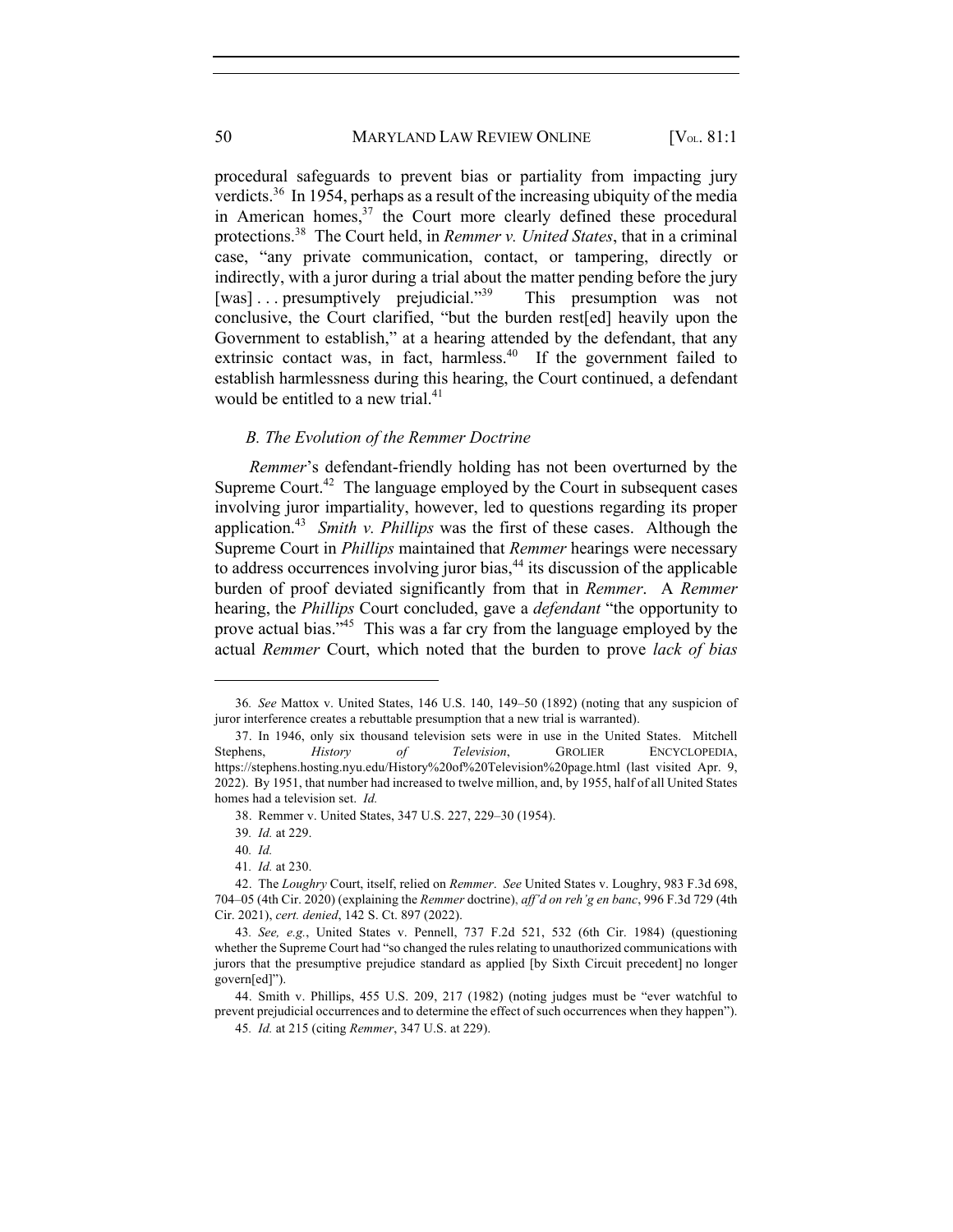procedural safeguards to prevent bias or partiality from impacting jury verdicts.[36] In 1954, perhaps as a result of the increasing ubiquity of the media in American homes,[37] the Court more clearly defined these procedural protections.[38] The Court held, in *Remmer v. United States*, that in a criminal case, "any private communication, contact, or tampering, directly or indirectly, with a juror during a trial about the matter pending before the jury [was] . . . presumptively prejudicial."[39] This presumption was not conclusive, the Court clarified, "but the burden rest[ed] heavily upon the Government to establish," at a hearing attended by the defendant, that any extrinsic contact was, in fact, harmless.[40] If the government failed to establish harmlessness during this hearing, the Court continued, a defendant would be entitled to a new trial.[41]

### *B. The Evolution of the Remmer Doctrine*

*Remmer*'s defendant-friendly holding has not been overturned by the Supreme Court.[42] The language employed by the Court in subsequent cases involving juror impartiality, however, led to questions regarding its proper application.[43] *Smith v. Phillips* was the first of these cases. Although the Supreme Court in *Phillips* maintained that *Remmer* hearings were necessary to address occurrences involving juror bias,[44] its discussion of the applicable burden of proof deviated significantly from that in *Remmer*. A *Remmer* hearing, the *Phillips* Court concluded, gave a *defendant* "the opportunity to prove actual bias."[45] This was a far cry from the language employed by the actual *Remmer* Court, which noted that the burden to prove *lack of bias*

---

36. *See* Mattox v. United States, 146 U.S. 140, 149–50 (1892) (noting that any suspicion of juror interference creates a rebuttable presumption that a new trial is warranted).

37. In 1946, only six thousand television sets were in use in the United States. Mitchell Stephens, *History of Television*, GROLIER ENCYCLOPEDIA, https://stephens.hosting.nyu.edu/History%20of%20Television%20page.html (last visited Apr. 9, 2022). By 1951, that number had increased to twelve million, and, by 1955, half of all United States homes had a television set. *Id.*

38. Remmer v. United States, 347 U.S. 227, 229–30 (1954).

39. *Id.* at 229.

40. *Id.*

41. *Id.* at 230.

42. The *Loughry* Court, itself, relied on *Remmer*. *See* United States v. Loughry, 983 F.3d 698, 704–05 (4th Cir. 2020) (explaining the *Remmer* doctrine), *aff'd on reh'g en banc*, 996 F.3d 729 (4th Cir. 2021), *cert. denied*, 142 S. Ct. 897 (2022).

43. *See, e.g.*, United States v. Pennell, 737 F.2d 521, 532 (6th Cir. 1984) (questioning whether the Supreme Court had "so changed the rules relating to unauthorized communications with jurors that the presumptive prejudice standard as applied [by Sixth Circuit precedent] no longer govern[ed]").

44. Smith v. Phillips, 455 U.S. 209, 217 (1982) (noting judges must be "ever watchful to prevent prejudicial occurrences and to determine the effect of such occurrences when they happen").

45. *Id.* at 215 (citing *Remmer*, 347 U.S. at 229).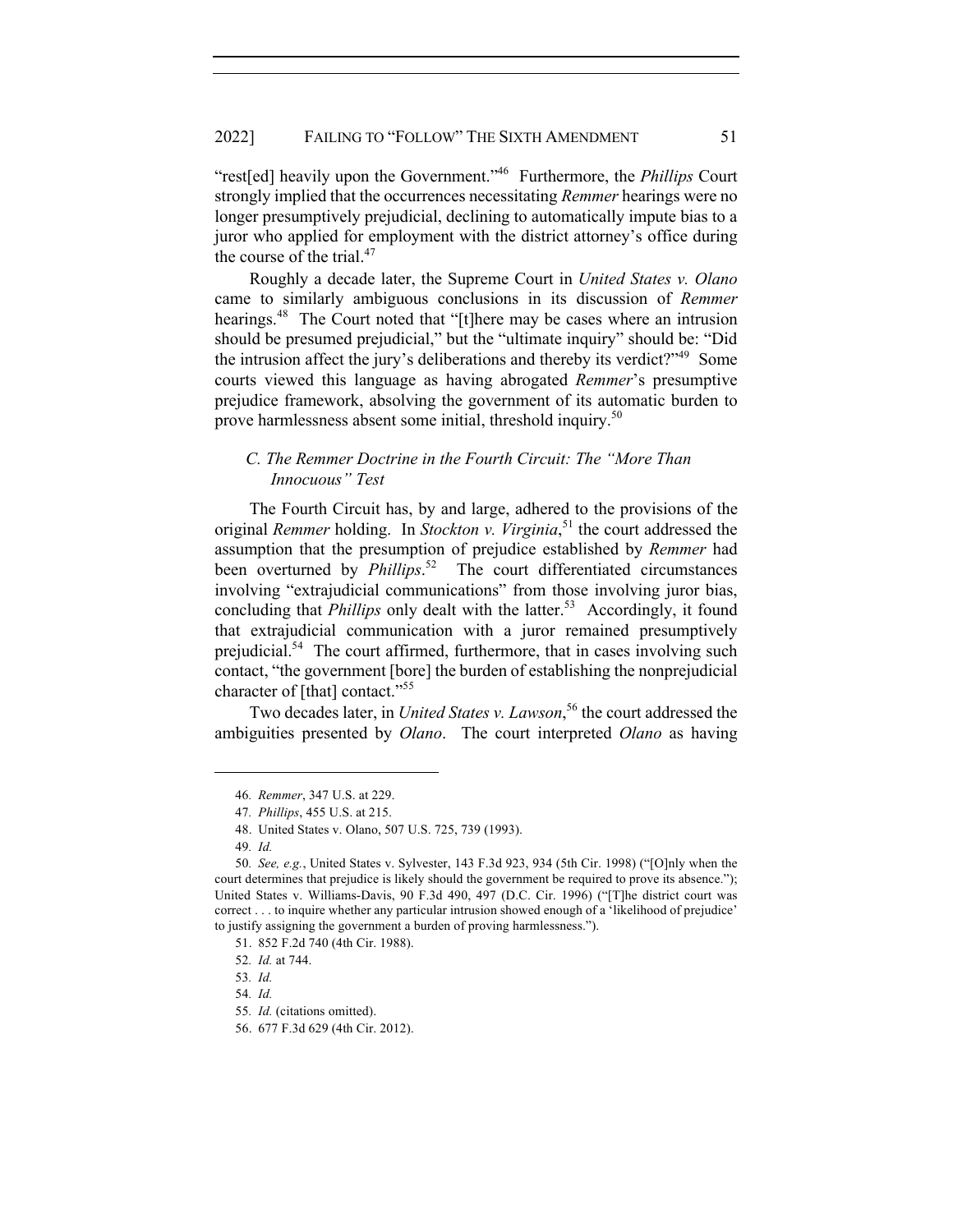"rest[ed] heavily upon the Government."[46] Furthermore, the *Phillips* Court strongly implied that the occurrences necessitating *Remmer* hearings were no longer presumptively prejudicial, declining to automatically impute bias to a juror who applied for employment with the district attorney's office during the course of the trial.[47]

Roughly a decade later, the Supreme Court in *United States v. Olano* came to similarly ambiguous conclusions in its discussion of *Remmer* hearings.[48] The Court noted that "[t]here may be cases where an intrusion should be presumed prejudicial," but the "ultimate inquiry" should be: "Did the intrusion affect the jury's deliberations and thereby its verdict?"[49] Some courts viewed this language as having abrogated *Remmer*'s presumptive prejudice framework, absolving the government of its automatic burden to prove harmlessness absent some initial, threshold inquiry.[50]

### *C. The Remmer Doctrine in the Fourth Circuit: The "More Than Innocuous" Test*

The Fourth Circuit has, by and large, adhered to the provisions of the original *Remmer* holding. In *Stockton v. Virginia*,[51] the court addressed the assumption that the presumption of prejudice established by *Remmer* had been overturned by *Phillips*.[52] The court differentiated circumstances involving "extrajudicial communications" from those involving juror bias, concluding that *Phillips* only dealt with the latter.[53] Accordingly, it found that extrajudicial communication with a juror remained presumptively prejudicial.[54] The court affirmed, furthermore, that in cases involving such contact, "the government [bore] the burden of establishing the nonprejudicial character of [that] contact."[55]

Two decades later, in *United States v. Lawson*,[56] the court addressed the ambiguities presented by *Olano*. The court interpreted *Olano* as having

---

46. *Remmer*, 347 U.S. at 229.

47. *Phillips*, 455 U.S. at 215.

48. United States v. Olano, 507 U.S. 725, 739 (1993).

49. *Id.*

50. *See, e.g.*, United States v. Sylvester, 143 F.3d 923, 934 (5th Cir. 1998) ("[O]nly when the court determines that prejudice is likely should the government be required to prove its absence."); United States v. Williams-Davis, 90 F.3d 490, 497 (D.C. Cir. 1996) ("[T]he district court was correct . . . to inquire whether any particular intrusion showed enough of a 'likelihood of prejudice' to justify assigning the government a burden of proving harmlessness.").

51. 852 F.2d 740 (4th Cir. 1988).

52. *Id.* at 744.

53. *Id.*

54. *Id.*

55. *Id.* (citations omitted).

56. 677 F.3d 629 (4th Cir. 2012).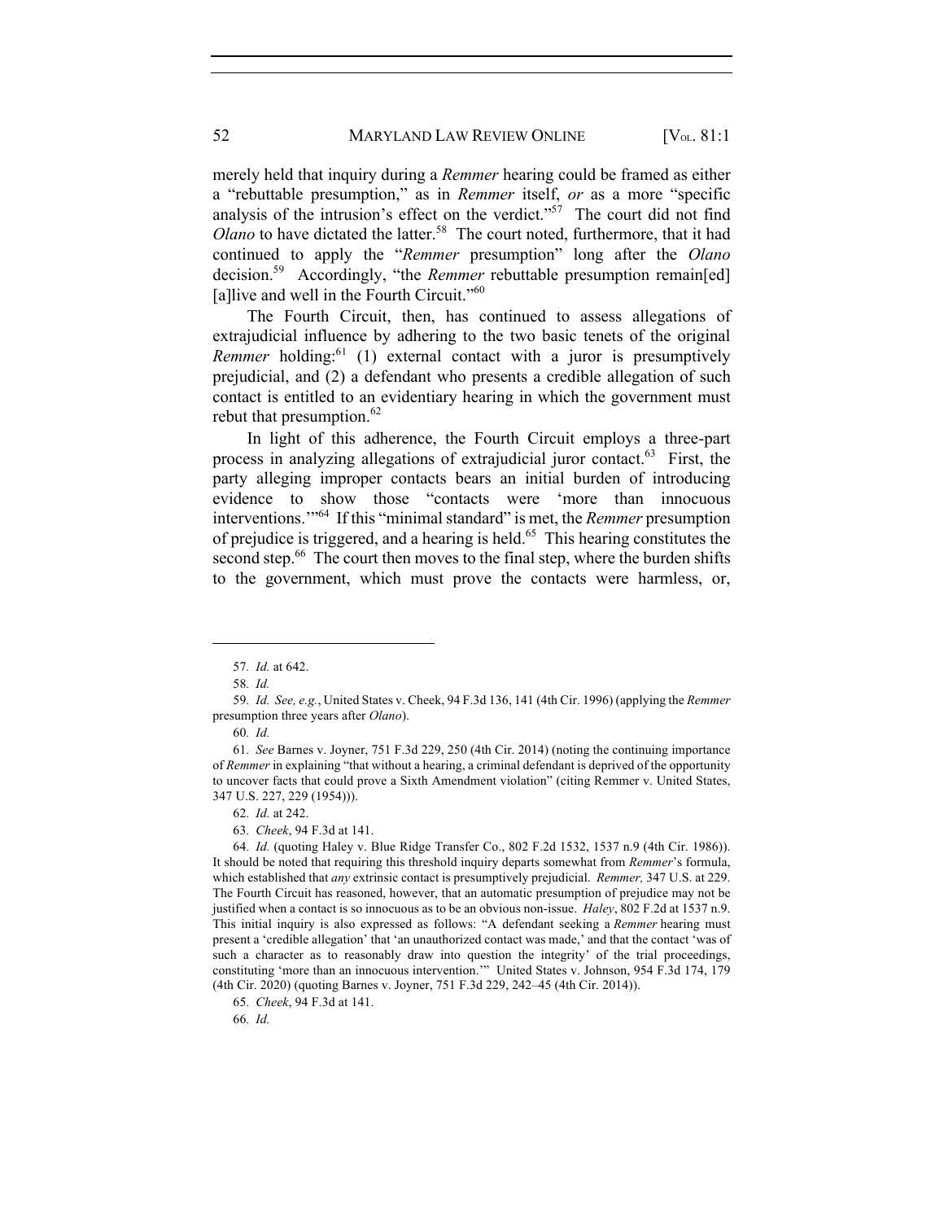merely held that inquiry during a *Remmer* hearing could be framed as either a "rebuttable presumption," as in *Remmer* itself, *or* as a more "specific analysis of the intrusion's effect on the verdict."[57] The court did not find *Olano* to have dictated the latter.[58] The court noted, furthermore, that it had continued to apply the "*Remmer* presumption" long after the *Olano* decision.[59] Accordingly, "the *Remmer* rebuttable presumption remain[ed] [a]live and well in the Fourth Circuit."[60]

The Fourth Circuit, then, has continued to assess allegations of extrajudicial influence by adhering to the two basic tenets of the original *Remmer* holding:[61] (1) external contact with a juror is presumptively prejudicial, and (2) a defendant who presents a credible allegation of such contact is entitled to an evidentiary hearing in which the government must rebut that presumption.[62]

In light of this adherence, the Fourth Circuit employs a three-part process in analyzing allegations of extrajudicial juror contact.[63] First, the party alleging improper contacts bears an initial burden of introducing evidence to show those "contacts were 'more than innocuous interventions.'"[64] If this "minimal standard" is met, the *Remmer* presumption of prejudice is triggered, and a hearing is held.[65] This hearing constitutes the second step.[66] The court then moves to the final step, where the burden shifts to the government, which must prove the contacts were harmless, or,

---

57. *Id.* at 642.

58. *Id.*

59. *Id. See, e.g.*, United States v. Cheek, 94 F.3d 136, 141 (4th Cir. 1996) (applying the *Remmer* presumption three years after *Olano*).

60. *Id.*

61. *See* Barnes v. Joyner, 751 F.3d 229, 250 (4th Cir. 2014) (noting the continuing importance of *Remmer* in explaining "that without a hearing, a criminal defendant is deprived of the opportunity to uncover facts that could prove a Sixth Amendment violation" (citing Remmer v. United States, 347 U.S. 227, 229 (1954))).

62. *Id.* at 242.

63. *Cheek*, 94 F.3d at 141.

64. *Id.* (quoting Haley v. Blue Ridge Transfer Co., 802 F.2d 1532, 1537 n.9 (4th Cir. 1986)). It should be noted that requiring this threshold inquiry departs somewhat from *Remmer*'s formula, which established that *any* extrinsic contact is presumptively prejudicial. *Remmer,* 347 U.S. at 229. The Fourth Circuit has reasoned, however, that an automatic presumption of prejudice may not be justified when a contact is so innocuous as to be an obvious non-issue. *Haley*, 802 F.2d at 1537 n.9. This initial inquiry is also expressed as follows: "A defendant seeking a *Remmer* hearing must present a 'credible allegation' that 'an unauthorized contact was made,' and that the contact 'was of such a character as to reasonably draw into question the integrity' of the trial proceedings, constituting 'more than an innocuous intervention.'" United States v. Johnson, 954 F.3d 174, 179 (4th Cir. 2020) (quoting Barnes v. Joyner, 751 F.3d 229, 242–45 (4th Cir. 2014)).

65. *Cheek*, 94 F.3d at 141.

66. *Id.*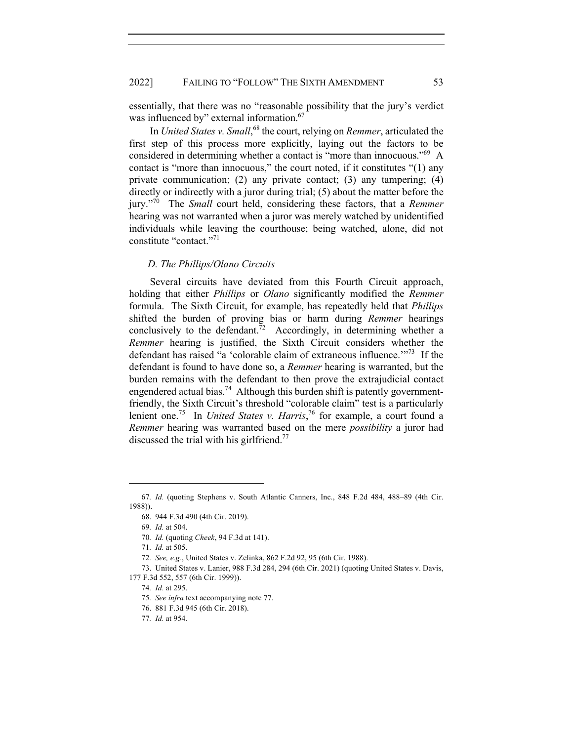essentially, that there was no "reasonable possibility that the jury's verdict was influenced by" external information.[67]

In *United States v. Small*,[68] the court, relying on *Remmer*, articulated the first step of this process more explicitly, laying out the factors to be considered in determining whether a contact is "more than innocuous."[69] A contact is "more than innocuous," the court noted, if it constitutes "(1) any private communication; (2) any private contact; (3) any tampering; (4) directly or indirectly with a juror during trial; (5) about the matter before the jury."[70] The *Small* court held, considering these factors, that a *Remmer* hearing was not warranted when a juror was merely watched by unidentified individuals while leaving the courthouse; being watched, alone, did not constitute "contact."[71]

### *D. The Phillips/Olano Circuits*

Several circuits have deviated from this Fourth Circuit approach, holding that either *Phillips* or *Olano* significantly modified the *Remmer* formula. The Sixth Circuit, for example, has repeatedly held that *Phillips* shifted the burden of proving bias or harm during *Remmer* hearings conclusively to the defendant.[72] Accordingly, in determining whether a *Remmer* hearing is justified, the Sixth Circuit considers whether the defendant has raised "a 'colorable claim of extraneous influence.'"[73] If the defendant is found to have done so, a *Remmer* hearing is warranted, but the burden remains with the defendant to then prove the extrajudicial contact engendered actual bias.[74] Although this burden shift is patently government-friendly, the Sixth Circuit's threshold "colorable claim" test is a particularly lenient one.[75] In *United States v. Harris*,[76] for example, a court found a *Remmer* hearing was warranted based on the mere *possibility* a juror had discussed the trial with his girlfriend.[77]

---

67. *Id.* (quoting Stephens v. South Atlantic Canners, Inc., 848 F.2d 484, 488–89 (4th Cir. 1988)).

68. 944 F.3d 490 (4th Cir. 2019).

69. *Id.* at 504.

70. *Id.* (quoting *Cheek*, 94 F.3d at 141).

71. *Id.* at 505.

72. *See, e.g.*, United States v. Zelinka, 862 F.2d 92, 95 (6th Cir. 1988).

73. United States v. Lanier, 988 F.3d 284, 294 (6th Cir. 2021) (quoting United States v. Davis, 177 F.3d 552, 557 (6th Cir. 1999)).

74. *Id.* at 295.

75. *See infra* text accompanying note 77.

76. 881 F.3d 945 (6th Cir. 2018).

77. *Id.* at 954.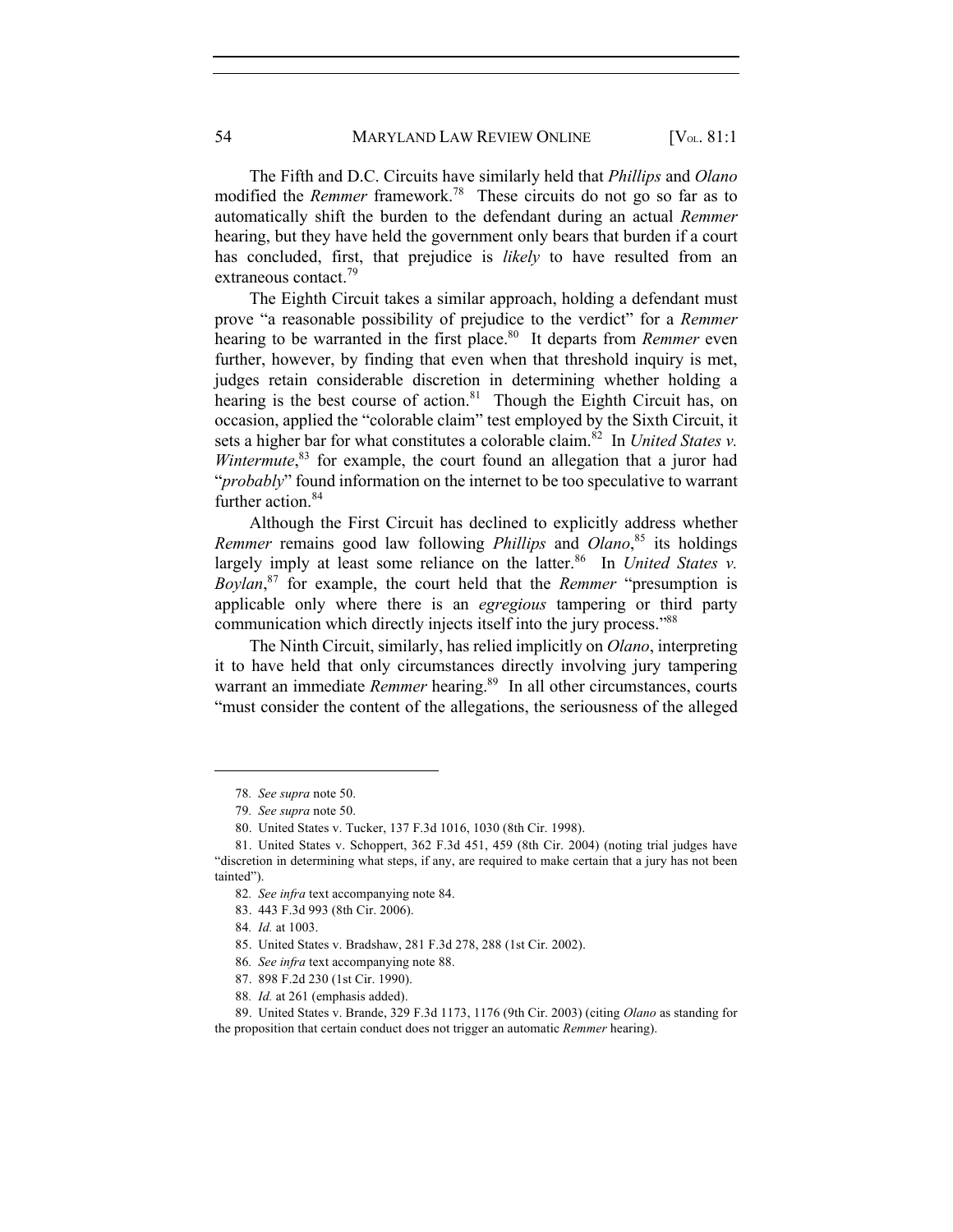The Fifth and D.C. Circuits have similarly held that *Phillips* and *Olano* modified the *Remmer* framework.[78] These circuits do not go so far as to automatically shift the burden to the defendant during an actual *Remmer* hearing, but they have held the government only bears that burden if a court has concluded, first, that prejudice is *likely* to have resulted from an extraneous contact.[79]

The Eighth Circuit takes a similar approach, holding a defendant must prove "a reasonable possibility of prejudice to the verdict" for a *Remmer* hearing to be warranted in the first place.[80] It departs from *Remmer* even further, however, by finding that even when that threshold inquiry is met, judges retain considerable discretion in determining whether holding a hearing is the best course of action.[81] Though the Eighth Circuit has, on occasion, applied the "colorable claim" test employed by the Sixth Circuit, it sets a higher bar for what constitutes a colorable claim.[82] In *United States v. Wintermute*,[83] for example, the court found an allegation that a juror had "*probably*" found information on the internet to be too speculative to warrant further action.[84]

Although the First Circuit has declined to explicitly address whether *Remmer* remains good law following *Phillips* and *Olano*,[85] its holdings largely imply at least some reliance on the latter.[86] In *United States v. Boylan*,[87] for example, the court held that the *Remmer* "presumption is applicable only where there is an *egregious* tampering or third party communication which directly injects itself into the jury process."[88]

The Ninth Circuit, similarly, has relied implicitly on *Olano*, interpreting it to have held that only circumstances directly involving jury tampering warrant an immediate *Remmer* hearing.[89] In all other circumstances, courts "must consider the content of the allegations, the seriousness of the alleged

---

78. *See supra* note 50.

79. *See supra* note 50.

80. United States v. Tucker, 137 F.3d 1016, 1030 (8th Cir. 1998).

81. United States v. Schoppert, 362 F.3d 451, 459 (8th Cir. 2004) (noting trial judges have "discretion in determining what steps, if any, are required to make certain that a jury has not been tainted").

82. *See infra* text accompanying note 84.

83. 443 F.3d 993 (8th Cir. 2006).

84. *Id.* at 1003.

85. United States v. Bradshaw, 281 F.3d 278, 288 (1st Cir. 2002).

86. *See infra* text accompanying note 88.

87. 898 F.2d 230 (1st Cir. 1990).

88. *Id.* at 261 (emphasis added).

89. United States v. Brande, 329 F.3d 1173, 1176 (9th Cir. 2003) (citing *Olano* as standing for the proposition that certain conduct does not trigger an automatic *Remmer* hearing).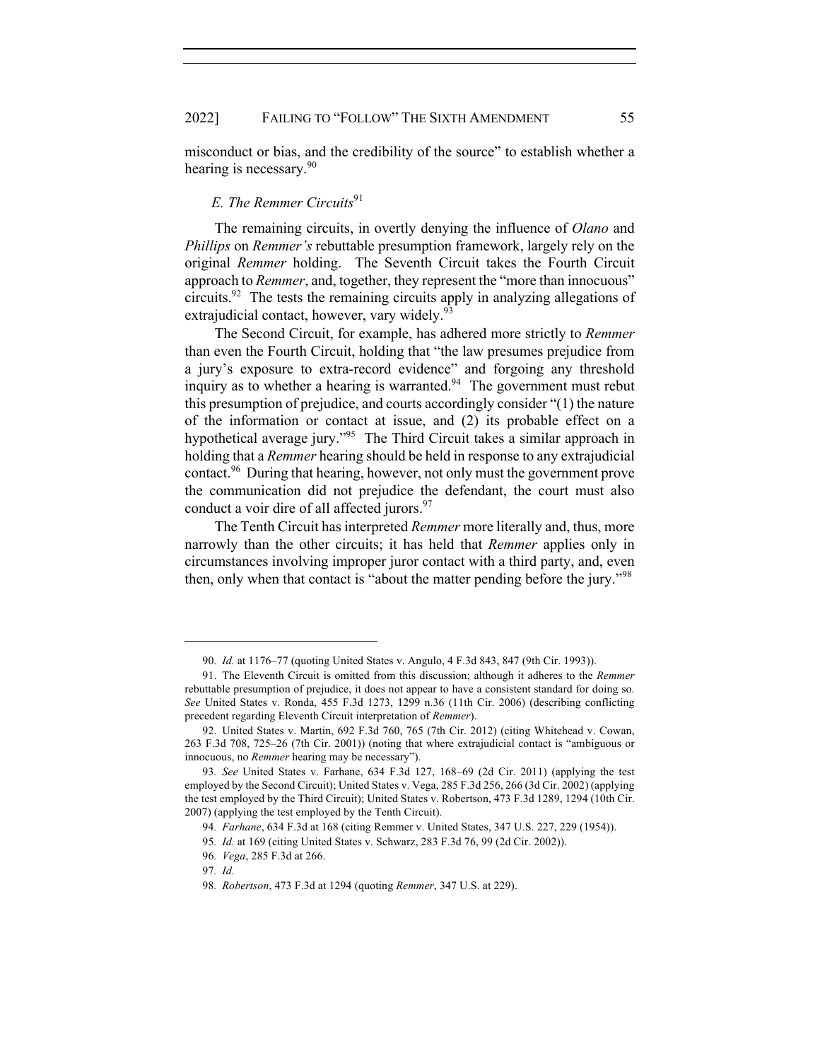misconduct or bias, and the credibility of the source" to establish whether a hearing is necessary.[90]

### *E. The Remmer Circuits*[91]

The remaining circuits, in overtly denying the influence of *Olano* and *Phillips* on *Remmer's* rebuttable presumption framework, largely rely on the original *Remmer* holding. The Seventh Circuit takes the Fourth Circuit approach to *Remmer*, and, together, they represent the "more than innocuous" circuits.[92] The tests the remaining circuits apply in analyzing allegations of extrajudicial contact, however, vary widely.[93]

The Second Circuit, for example, has adhered more strictly to *Remmer* than even the Fourth Circuit, holding that "the law presumes prejudice from a jury's exposure to extra-record evidence" and forgoing any threshold inquiry as to whether a hearing is warranted.[94] The government must rebut this presumption of prejudice, and courts accordingly consider "(1) the nature of the information or contact at issue, and (2) its probable effect on a hypothetical average jury."[95] The Third Circuit takes a similar approach in holding that a *Remmer* hearing should be held in response to any extrajudicial contact.[96] During that hearing, however, not only must the government prove the communication did not prejudice the defendant, the court must also conduct a voir dire of all affected jurors.[97]

The Tenth Circuit has interpreted *Remmer* more literally and, thus, more narrowly than the other circuits; it has held that *Remmer* applies only in circumstances involving improper juror contact with a third party, and, even then, only when that contact is "about the matter pending before the jury."[98]

---

90. *Id.* at 1176–77 (quoting United States v. Angulo, 4 F.3d 843, 847 (9th Cir. 1993)).

91. The Eleventh Circuit is omitted from this discussion; although it adheres to the *Remmer* rebuttable presumption of prejudice, it does not appear to have a consistent standard for doing so. *See* United States v. Ronda, 455 F.3d 1273, 1299 n.36 (11th Cir. 2006) (describing conflicting precedent regarding Eleventh Circuit interpretation of *Remmer*).

92. United States v. Martin, 692 F.3d 760, 765 (7th Cir. 2012) (citing Whitehead v. Cowan, 263 F.3d 708, 725–26 (7th Cir. 2001)) (noting that where extrajudicial contact is "ambiguous or innocuous, no *Remmer* hearing may be necessary").

93. *See* United States v. Farhane, 634 F.3d 127, 168–69 (2d Cir. 2011) (applying the test employed by the Second Circuit); United States v. Vega, 285 F.3d 256, 266 (3d Cir. 2002) (applying the test employed by the Third Circuit); United States v. Robertson, 473 F.3d 1289, 1294 (10th Cir. 2007) (applying the test employed by the Tenth Circuit).

94. *Farhane*, 634 F.3d at 168 (citing Remmer v. United States, 347 U.S. 227, 229 (1954)).

95. *Id.* at 169 (citing United States v. Schwarz, 283 F.3d 76, 99 (2d Cir. 2002)).

96. *Vega*, 285 F.3d at 266.

97. *Id.*

98. *Robertson*, 473 F.3d at 1294 (quoting *Remmer*, 347 U.S. at 229).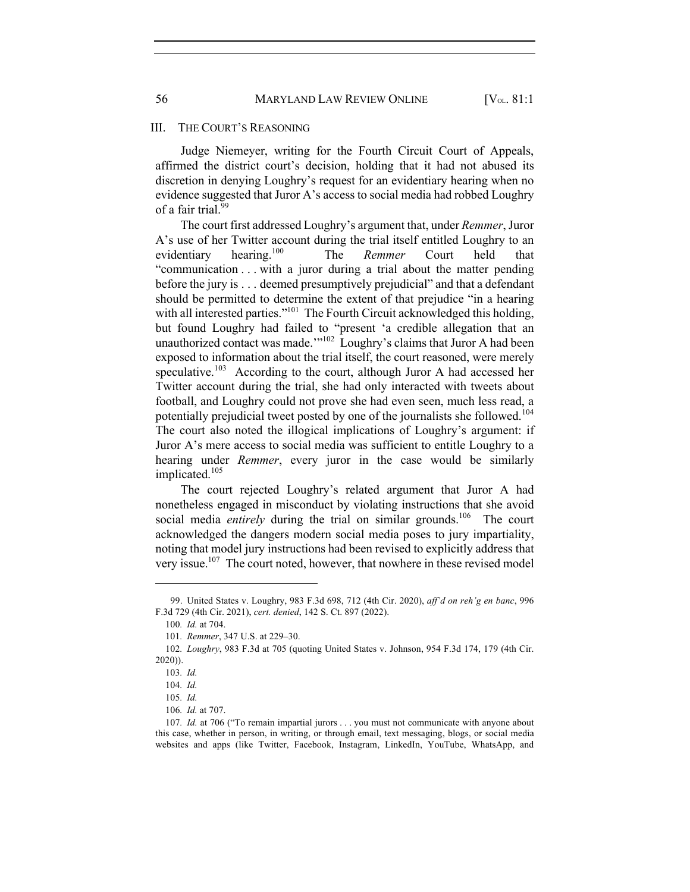## III. THE COURT'S REASONING

Judge Niemeyer, writing for the Fourth Circuit Court of Appeals, affirmed the district court's decision, holding that it had not abused its discretion in denying Loughry's request for an evidentiary hearing when no evidence suggested that Juror A's access to social media had robbed Loughry of a fair trial.[99]

The court first addressed Loughry's argument that, under *Remmer*, Juror A's use of her Twitter account during the trial itself entitled Loughry to an evidentiary hearing.[100] The *Remmer* Court held that "communication . . . with a juror during a trial about the matter pending before the jury is . . . deemed presumptively prejudicial" and that a defendant should be permitted to determine the extent of that prejudice "in a hearing with all interested parties."[101] The Fourth Circuit acknowledged this holding, but found Loughry had failed to "present 'a credible allegation that an unauthorized contact was made.'"[102] Loughry's claims that Juror A had been exposed to information about the trial itself, the court reasoned, were merely speculative.[103] According to the court, although Juror A had accessed her Twitter account during the trial, she had only interacted with tweets about football, and Loughry could not prove she had even seen, much less read, a potentially prejudicial tweet posted by one of the journalists she followed.[104] The court also noted the illogical implications of Loughry's argument: if Juror A's mere access to social media was sufficient to entitle Loughry to a hearing under *Remmer*, every juror in the case would be similarly implicated.[105]

The court rejected Loughry's related argument that Juror A had nonetheless engaged in misconduct by violating instructions that she avoid social media *entirely* during the trial on similar grounds.[106] The court acknowledged the dangers modern social media poses to jury impartiality, noting that model jury instructions had been revised to explicitly address that very issue.[107] The court noted, however, that nowhere in these revised model

---

99. United States v. Loughry, 983 F.3d 698, 712 (4th Cir. 2020), *aff'd on reh'g en banc*, 996 F.3d 729 (4th Cir. 2021), *cert. denied*, 142 S. Ct. 897 (2022).

100. *Id.* at 704.

101. *Remmer*, 347 U.S. at 229–30.

102. *Loughry*, 983 F.3d at 705 (quoting United States v. Johnson, 954 F.3d 174, 179 (4th Cir. 2020)).

103. *Id.*

104. *Id.*

105. *Id.*

106. *Id.* at 707.

107. *Id.* at 706 ("To remain impartial jurors . . . you must not communicate with anyone about this case, whether in person, in writing, or through email, text messaging, blogs, or social media websites and apps (like Twitter, Facebook, Instagram, LinkedIn, YouTube, WhatsApp, and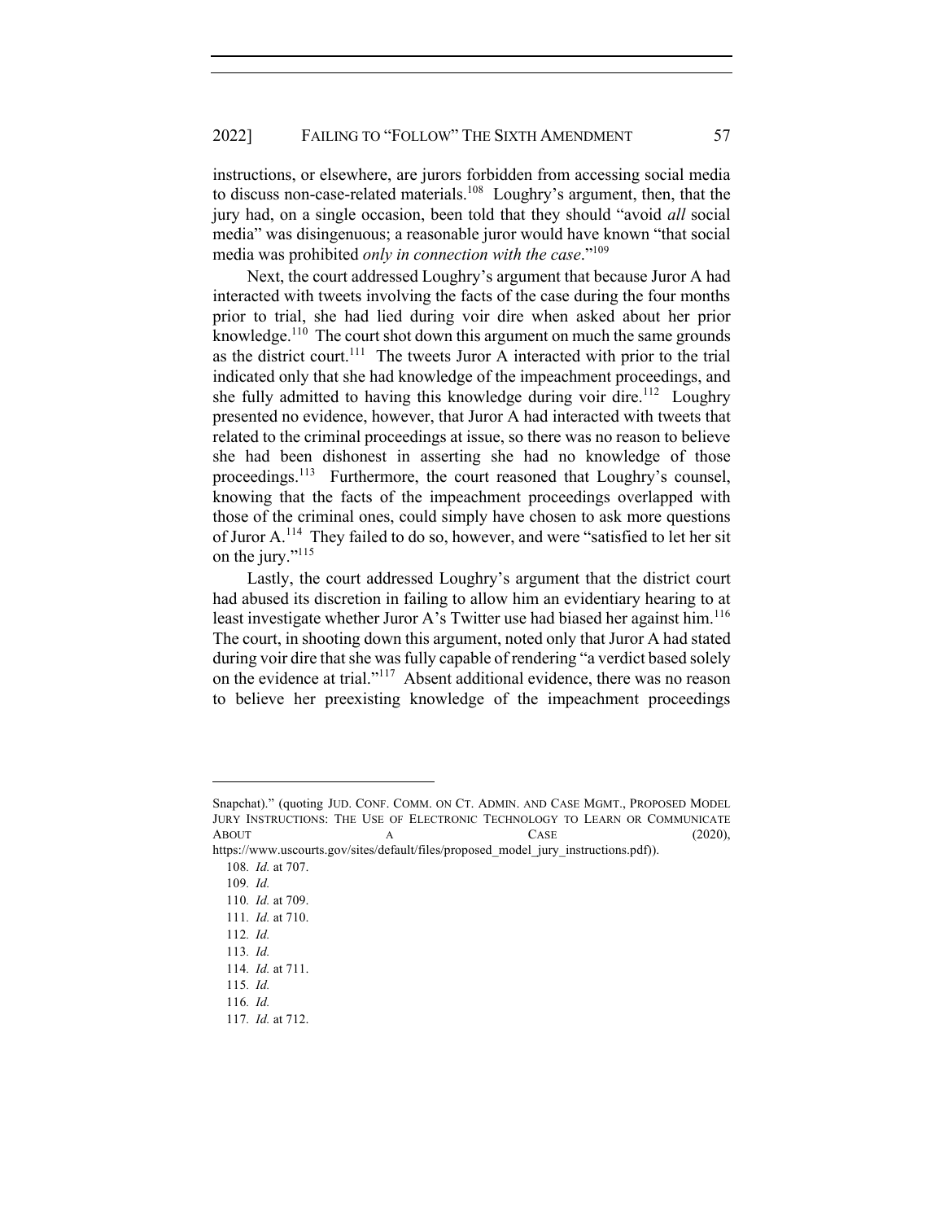instructions, or elsewhere, are jurors forbidden from accessing social media to discuss non-case-related materials.[108] Loughry's argument, then, that the jury had, on a single occasion, been told that they should "avoid *all* social media" was disingenuous; a reasonable juror would have known "that social media was prohibited *only in connection with the case*."[109]

Next, the court addressed Loughry's argument that because Juror A had interacted with tweets involving the facts of the case during the four months prior to trial, she had lied during voir dire when asked about her prior knowledge.[110] The court shot down this argument on much the same grounds as the district court.[111] The tweets Juror A interacted with prior to the trial indicated only that she had knowledge of the impeachment proceedings, and she fully admitted to having this knowledge during voir dire.[112] Loughry presented no evidence, however, that Juror A had interacted with tweets that related to the criminal proceedings at issue, so there was no reason to believe she had been dishonest in asserting she had no knowledge of those proceedings.[113] Furthermore, the court reasoned that Loughry's counsel, knowing that the facts of the impeachment proceedings overlapped with those of the criminal ones, could simply have chosen to ask more questions of Juror A.[114] They failed to do so, however, and were "satisfied to let her sit on the jury."[115]

Lastly, the court addressed Loughry's argument that the district court had abused its discretion in failing to allow him an evidentiary hearing to at least investigate whether Juror A's Twitter use had biased her against him.[116] The court, in shooting down this argument, noted only that Juror A had stated during voir dire that she was fully capable of rendering "a verdict based solely on the evidence at trial."[117] Absent additional evidence, there was no reason to believe her preexisting knowledge of the impeachment proceedings

---

Snapchat)." (quoting JUD. CONF. COMM. ON CT. ADMIN. AND CASE MGMT., PROPOSED MODEL JURY INSTRUCTIONS: THE USE OF ELECTRONIC TECHNOLOGY TO LEARN OR COMMUNICATE ABOUT A CASE (2020), https://www.uscourts.gov/sites/default/files/proposed_model_jury_instructions.pdf)).

108. *Id.* at 707.
109. *Id.*
110. *Id.* at 709.
111. *Id.* at 710.
112. *Id.*
113. *Id.*
114. *Id.* at 711.
115. *Id.*
116. *Id.*
117. *Id.* at 712.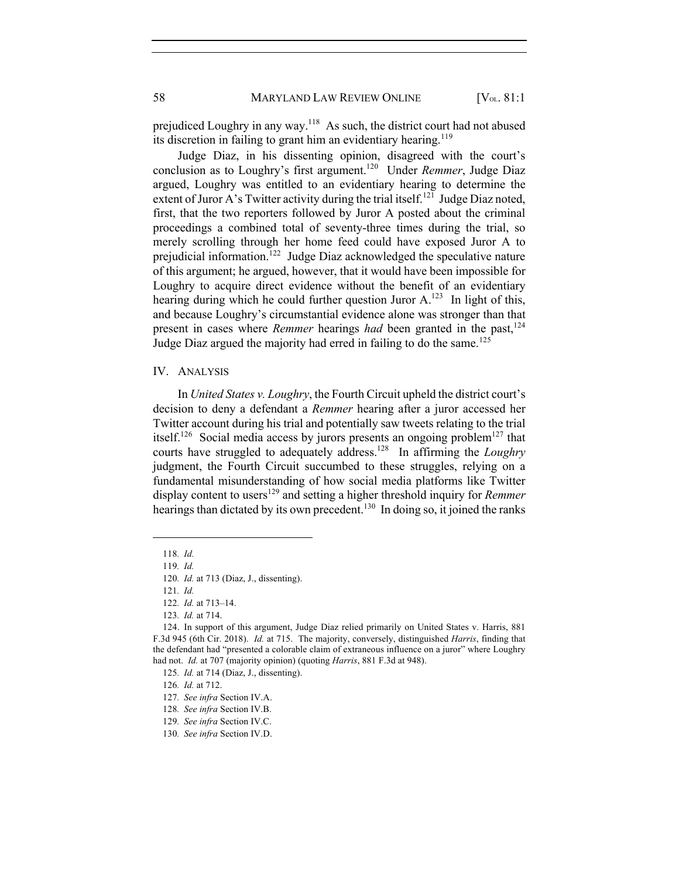prejudiced Loughry in any way.[118] As such, the district court had not abused its discretion in failing to grant him an evidentiary hearing.[119]

Judge Diaz, in his dissenting opinion, disagreed with the court's conclusion as to Loughry's first argument.[120] Under *Remmer*, Judge Diaz argued, Loughry was entitled to an evidentiary hearing to determine the extent of Juror A's Twitter activity during the trial itself.[121] Judge Diaz noted, first, that the two reporters followed by Juror A posted about the criminal proceedings a combined total of seventy-three times during the trial, so merely scrolling through her home feed could have exposed Juror A to prejudicial information.[122] Judge Diaz acknowledged the speculative nature of this argument; he argued, however, that it would have been impossible for Loughry to acquire direct evidence without the benefit of an evidentiary hearing during which he could further question Juror A.[123] In light of this, and because Loughry's circumstantial evidence alone was stronger than that present in cases where *Remmer* hearings *had* been granted in the past,[124] Judge Diaz argued the majority had erred in failing to do the same.[125]

## IV. Analysis

In *United States v. Loughry*, the Fourth Circuit upheld the district court's decision to deny a defendant a *Remmer* hearing after a juror accessed her Twitter account during his trial and potentially saw tweets relating to the trial itself.[126] Social media access by jurors presents an ongoing problem[127] that courts have struggled to adequately address.[128] In affirming the *Loughry* judgment, the Fourth Circuit succumbed to these struggles, relying on a fundamental misunderstanding of how social media platforms like Twitter display content to users[129] and setting a higher threshold inquiry for *Remmer* hearings than dictated by its own precedent.[130] In doing so, it joined the ranks

---

118. *Id.*

119. *Id.*

120. *Id.* at 713 (Diaz, J., dissenting).

121. *Id.*

122. *Id.* at 713–14.

123. *Id.* at 714.

124. In support of this argument, Judge Diaz relied primarily on United States v. Harris, 881 F.3d 945 (6th Cir. 2018). *Id.* at 715. The majority, conversely, distinguished *Harris*, finding that the defendant had "presented a colorable claim of extraneous influence on a juror" where Loughry had not. *Id.* at 707 (majority opinion) (quoting *Harris*, 881 F.3d at 948).

125. *Id.* at 714 (Diaz, J., dissenting).

126. *Id.* at 712.

127. *See infra* Section IV.A.

128. *See infra* Section IV.B.

129. *See infra* Section IV.C.

130. *See infra* Section IV.D.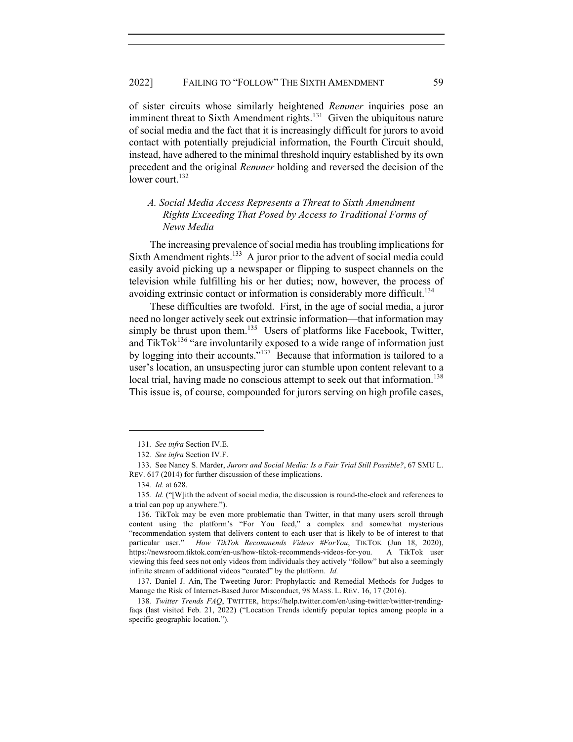of sister circuits whose similarly heightened *Remmer* inquiries pose an imminent threat to Sixth Amendment rights.[131] Given the ubiquitous nature of social media and the fact that it is increasingly difficult for jurors to avoid contact with potentially prejudicial information, the Fourth Circuit should, instead, have adhered to the minimal threshold inquiry established by its own precedent and the original *Remmer* holding and reversed the decision of the lower court.[132]

### *A. Social Media Access Represents a Threat to Sixth Amendment Rights Exceeding That Posed by Access to Traditional Forms of News Media*

The increasing prevalence of social media has troubling implications for Sixth Amendment rights.[133] A juror prior to the advent of social media could easily avoid picking up a newspaper or flipping to suspect channels on the television while fulfilling his or her duties; now, however, the process of avoiding extrinsic contact or information is considerably more difficult.[134]

These difficulties are twofold. First, in the age of social media, a juror need no longer actively seek out extrinsic information—that information may simply be thrust upon them.[135] Users of platforms like Facebook, Twitter, and TikTok[136] "are involuntarily exposed to a wide range of information just by logging into their accounts."[137] Because that information is tailored to a user's location, an unsuspecting juror can stumble upon content relevant to a local trial, having made no conscious attempt to seek out that information.[138] This issue is, of course, compounded for jurors serving on high profile cases,

---

131. *See infra* Section IV.E.

132. *See infra* Section IV.F.

133. See Nancy S. Marder, *Jurors and Social Media: Is a Fair Trial Still Possible?*, 67 SMU L. REV. 617 (2014) for further discussion of these implications.

134. *Id.* at 628.

135. *Id.* ("[W]ith the advent of social media, the discussion is round-the-clock and references to a trial can pop up anywhere.").

136. TikTok may be even more problematic than Twitter, in that many users scroll through content using the platform's "For You feed," a complex and somewhat mysterious "recommendation system that delivers content to each user that is likely to be of interest to that particular user." *How TikTok Recommends Videos #ForYou*, TIKTOK (Jun 18, 2020), https://newsroom.tiktok.com/en-us/how-tiktok-recommends-videos-for-you. A TikTok user viewing this feed sees not only videos from individuals they actively "follow" but also a seemingly infinite stream of additional videos "curated" by the platform. *Id.*

137. Daniel J. Ain, The Tweeting Juror: Prophylactic and Remedial Methods for Judges to Manage the Risk of Internet-Based Juror Misconduct, 98 MASS. L. REV. 16, 17 (2016).

138. *Twitter Trends FAQ*, TWITTER, https://help.twitter.com/en/using-twitter/twitter-trending-faqs (last visited Feb. 21, 2022) ("Location Trends identify popular topics among people in a specific geographic location.").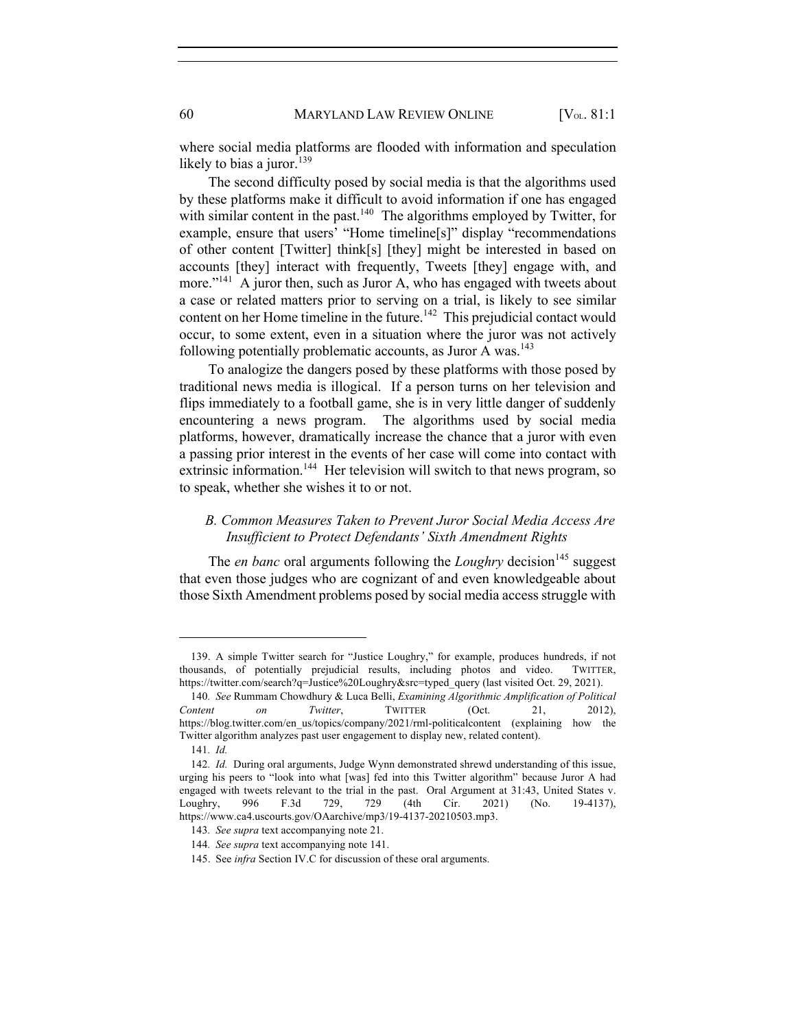where social media platforms are flooded with information and speculation likely to bias a juror.[139]

The second difficulty posed by social media is that the algorithms used by these platforms make it difficult to avoid information if one has engaged with similar content in the past.[140] The algorithms employed by Twitter, for example, ensure that users' "Home timeline[s]" display "recommendations of other content [Twitter] think[s] [they] might be interested in based on accounts [they] interact with frequently, Tweets [they] engage with, and more."[141] A juror then, such as Juror A, who has engaged with tweets about a case or related matters prior to serving on a trial, is likely to see similar content on her Home timeline in the future.[142] This prejudicial contact would occur, to some extent, even in a situation where the juror was not actively following potentially problematic accounts, as Juror A was.[143]

To analogize the dangers posed by these platforms with those posed by traditional news media is illogical. If a person turns on her television and flips immediately to a football game, she is in very little danger of suddenly encountering a news program. The algorithms used by social media platforms, however, dramatically increase the chance that a juror with even a passing prior interest in the events of her case will come into contact with extrinsic information.[144] Her television will switch to that news program, so to speak, whether she wishes it to or not.

### *B. Common Measures Taken to Prevent Juror Social Media Access Are Insufficient to Protect Defendants' Sixth Amendment Rights*

The *en banc* oral arguments following the *Loughry* decision[145] suggest that even those judges who are cognizant of and even knowledgeable about those Sixth Amendment problems posed by social media access struggle with

---

139. A simple Twitter search for "Justice Loughry," for example, produces hundreds, if not thousands, of potentially prejudicial results, including photos and video. TWITTER, https://twitter.com/search?q=Justice%20Loughry&src=typed_query (last visited Oct. 29, 2021).

140. *See* Rummam Chowdhury & Luca Belli, *Examining Algorithmic Amplification of Political Content on Twitter*, TWITTER (Oct. 21, 2012), https://blog.twitter.com/en_us/topics/company/2021/rml-politicalcontent (explaining how the Twitter algorithm analyzes past user engagement to display new, related content).

141. *Id.*

142. *Id.* During oral arguments, Judge Wynn demonstrated shrewd understanding of this issue, urging his peers to "look into what [was] fed into this Twitter algorithm" because Juror A had engaged with tweets relevant to the trial in the past. Oral Argument at 31:43, United States v. Loughry, 996 F.3d 729, 729 (4th Cir. 2021) (No. 19-4137), https://www.ca4.uscourts.gov/OAarchive/mp3/19-4137-20210503.mp3.

143. *See supra* text accompanying note 21.

144. *See supra* text accompanying note 141.

145. See *infra* Section IV.C for discussion of these oral arguments.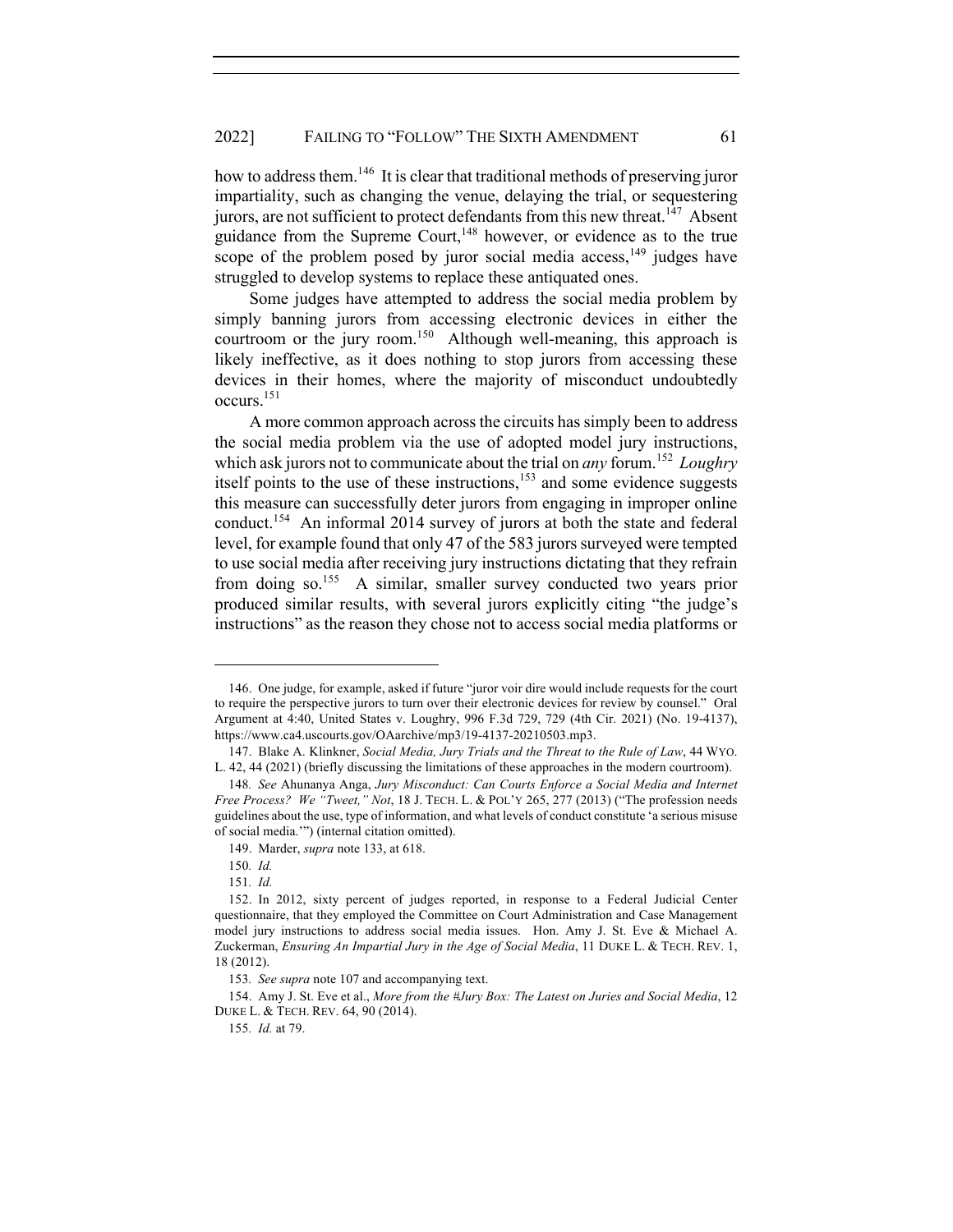how to address them.[146] It is clear that traditional methods of preserving juror impartiality, such as changing the venue, delaying the trial, or sequestering jurors, are not sufficient to protect defendants from this new threat.[147] Absent guidance from the Supreme Court,[148] however, or evidence as to the true scope of the problem posed by juror social media access,[149] judges have struggled to develop systems to replace these antiquated ones.

Some judges have attempted to address the social media problem by simply banning jurors from accessing electronic devices in either the courtroom or the jury room.[150] Although well-meaning, this approach is likely ineffective, as it does nothing to stop jurors from accessing these devices in their homes, where the majority of misconduct undoubtedly occurs.[151]

A more common approach across the circuits has simply been to address the social media problem via the use of adopted model jury instructions, which ask jurors not to communicate about the trial on *any* forum.[152] *Loughry* itself points to the use of these instructions,[153] and some evidence suggests this measure can successfully deter jurors from engaging in improper online conduct.[154] An informal 2014 survey of jurors at both the state and federal level, for example found that only 47 of the 583 jurors surveyed were tempted to use social media after receiving jury instructions dictating that they refrain from doing so.[155] A similar, smaller survey conducted two years prior produced similar results, with several jurors explicitly citing "the judge's instructions" as the reason they chose not to access social media platforms or

---

146. One judge, for example, asked if future "juror voir dire would include requests for the court to require the perspective jurors to turn over their electronic devices for review by counsel." Oral Argument at 4:40, United States v. Loughry, 996 F.3d 729, 729 (4th Cir. 2021) (No. 19-4137), https://www.ca4.uscourts.gov/OAarchive/mp3/19-4137-20210503.mp3.

147. Blake A. Klinkner, *Social Media, Jury Trials and the Threat to the Rule of Law*, 44 WYO. L. 42, 44 (2021) (briefly discussing the limitations of these approaches in the modern courtroom).

148. *See* Ahunanya Anga, *Jury Misconduct: Can Courts Enforce a Social Media and Internet Free Process? We "Tweet," Not*, 18 J. TECH. L. & POL'Y 265, 277 (2013) ("The profession needs guidelines about the use, type of information, and what levels of conduct constitute 'a serious misuse of social media.'") (internal citation omitted).

149. Marder, *supra* note 133, at 618.

150. *Id.*

151. *Id.*

152. In 2012, sixty percent of judges reported, in response to a Federal Judicial Center questionnaire, that they employed the Committee on Court Administration and Case Management model jury instructions to address social media issues. Hon. Amy J. St. Eve & Michael A. Zuckerman, *Ensuring An Impartial Jury in the Age of Social Media*, 11 DUKE L. & TECH. REV. 1, 18 (2012).

153. *See supra* note 107 and accompanying text.

154. Amy J. St. Eve et al., *More from the #Jury Box: The Latest on Juries and Social Media*, 12 DUKE L. & TECH. REV. 64, 90 (2014).

155. *Id.* at 79.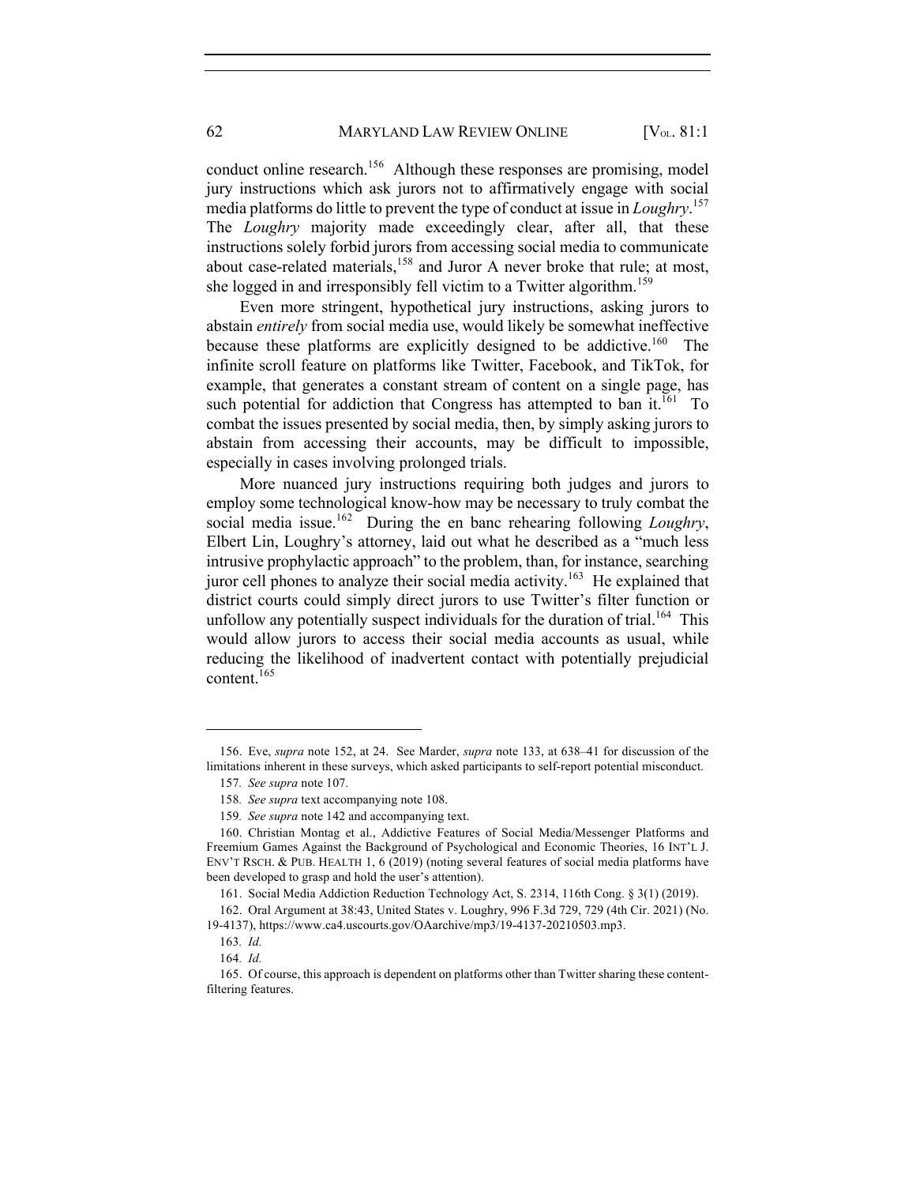conduct online research.[156] Although these responses are promising, model jury instructions which ask jurors not to affirmatively engage with social media platforms do little to prevent the type of conduct at issue in *Loughry*.[157] The *Loughry* majority made exceedingly clear, after all, that these instructions solely forbid jurors from accessing social media to communicate about case-related materials,[158] and Juror A never broke that rule; at most, she logged in and irresponsibly fell victim to a Twitter algorithm.[159]

Even more stringent, hypothetical jury instructions, asking jurors to abstain *entirely* from social media use, would likely be somewhat ineffective because these platforms are explicitly designed to be addictive.[160] The infinite scroll feature on platforms like Twitter, Facebook, and TikTok, for example, that generates a constant stream of content on a single page, has such potential for addiction that Congress has attempted to ban it.[161] To combat the issues presented by social media, then, by simply asking jurors to abstain from accessing their accounts, may be difficult to impossible, especially in cases involving prolonged trials.

More nuanced jury instructions requiring both judges and jurors to employ some technological know-how may be necessary to truly combat the social media issue.[162] During the en banc rehearing following *Loughry*, Elbert Lin, Loughry's attorney, laid out what he described as a "much less intrusive prophylactic approach" to the problem, than, for instance, searching juror cell phones to analyze their social media activity.[163] He explained that district courts could simply direct jurors to use Twitter's filter function or unfollow any potentially suspect individuals for the duration of trial.[164] This would allow jurors to access their social media accounts as usual, while reducing the likelihood of inadvertent contact with potentially prejudicial content.[165]

---

156. Eve, *supra* note 152, at 24. See Marder, *supra* note 133, at 638–41 for discussion of the limitations inherent in these surveys, which asked participants to self-report potential misconduct.

157. *See supra* note 107.

158. *See supra* text accompanying note 108.

159. *See supra* note 142 and accompanying text.

160. Christian Montag et al., Addictive Features of Social Media/Messenger Platforms and Freemium Games Against the Background of Psychological and Economic Theories, 16 INT'L J. ENV'T RSCH. & PUB. HEALTH 1, 6 (2019) (noting several features of social media platforms have been developed to grasp and hold the user's attention).

161. Social Media Addiction Reduction Technology Act, S. 2314, 116th Cong. § 3(1) (2019).

162. Oral Argument at 38:43, United States v. Loughry, 996 F.3d 729, 729 (4th Cir. 2021) (No. 19-4137), https://www.ca4.uscourts.gov/OAarchive/mp3/19-4137-20210503.mp3.

163. *Id.*

164. *Id.*

165. Of course, this approach is dependent on platforms other than Twitter sharing these content-filtering features.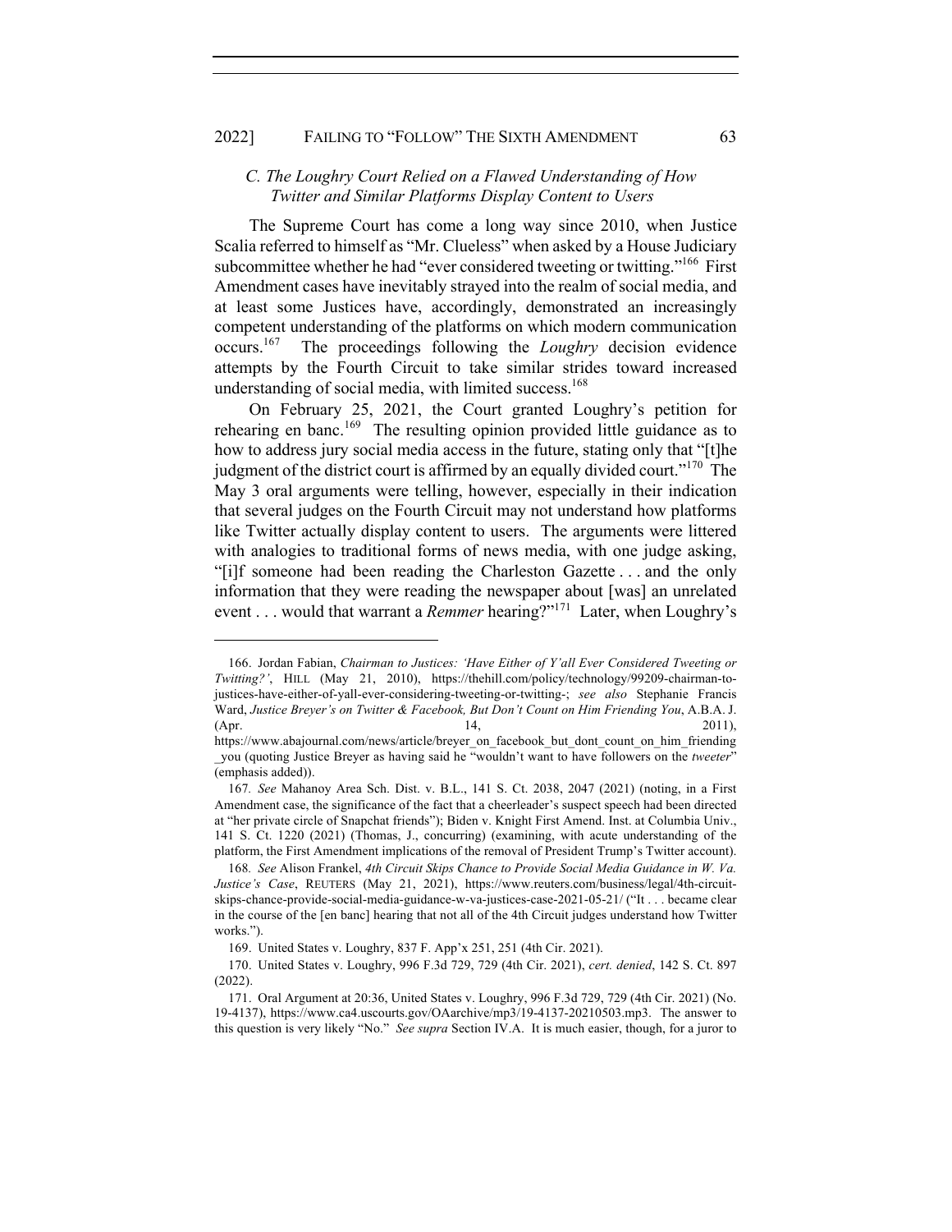### C. *The Loughry Court Relied on a Flawed Understanding of How Twitter and Similar Platforms Display Content to Users*

The Supreme Court has come a long way since 2010, when Justice Scalia referred to himself as "Mr. Clueless" when asked by a House Judiciary subcommittee whether he had "ever considered tweeting or twitting."[166] First Amendment cases have inevitably strayed into the realm of social media, and at least some Justices have, accordingly, demonstrated an increasingly competent understanding of the platforms on which modern communication occurs.[167] The proceedings following the *Loughry* decision evidence attempts by the Fourth Circuit to take similar strides toward increased understanding of social media, with limited success.[168]

On February 25, 2021, the Court granted Loughry's petition for rehearing en banc.[169] The resulting opinion provided little guidance as to how to address jury social media access in the future, stating only that "[t]he judgment of the district court is affirmed by an equally divided court."[170] The May 3 oral arguments were telling, however, especially in their indication that several judges on the Fourth Circuit may not understand how platforms like Twitter actually display content to users. The arguments were littered with analogies to traditional forms of news media, with one judge asking, "[i]f someone had been reading the Charleston Gazette . . . and the only information that they were reading the newspaper about [was] an unrelated event . . . would that warrant a *Remmer* hearing?"[171] Later, when Loughry's

---

166. Jordan Fabian, *Chairman to Justices: 'Have Either of Y'all Ever Considered Tweeting or Twitting?'*, HILL (May 21, 2010), https://thehill.com/policy/technology/99209-chairman-to-justices-have-either-of-yall-ever-considering-tweeting-or-twitting-; *see also* Stephanie Francis Ward, *Justice Breyer's on Twitter & Facebook, But Don't Count on Him Friending You*, A.B.A. J. (Apr. 14, 2011), https://www.abajournal.com/news/article/breyer_on_facebook_but_dont_count_on_him_friending_you (quoting Justice Breyer as having said he "wouldn't want to have followers on the *tweeter*" (emphasis added)).

167. *See* Mahanoy Area Sch. Dist. v. B.L., 141 S. Ct. 2038, 2047 (2021) (noting, in a First Amendment case, the significance of the fact that a cheerleader's suspect speech had been directed at "her private circle of Snapchat friends"); Biden v. Knight First Amend. Inst. at Columbia Univ., 141 S. Ct. 1220 (2021) (Thomas, J., concurring) (examining, with acute understanding of the platform, the First Amendment implications of the removal of President Trump's Twitter account).

168. *See* Alison Frankel, *4th Circuit Skips Chance to Provide Social Media Guidance in W. Va. Justice's Case*, REUTERS (May 21, 2021), https://www.reuters.com/business/legal/4th-circuit-skips-chance-provide-social-media-guidance-w-va-justices-case-2021-05-21/ ("It . . . became clear in the course of the [en banc] hearing that not all of the 4th Circuit judges understand how Twitter works.").

169. United States v. Loughry, 837 F. App'x 251, 251 (4th Cir. 2021).

170. United States v. Loughry, 996 F.3d 729, 729 (4th Cir. 2021), *cert. denied*, 142 S. Ct. 897 (2022).

171. Oral Argument at 20:36, United States v. Loughry, 996 F.3d 729, 729 (4th Cir. 2021) (No. 19-4137), https://www.ca4.uscourts.gov/OAarchive/mp3/19-4137-20210503.mp3. The answer to this question is very likely "No." *See supra* Section IV.A. It is much easier, though, for a juror to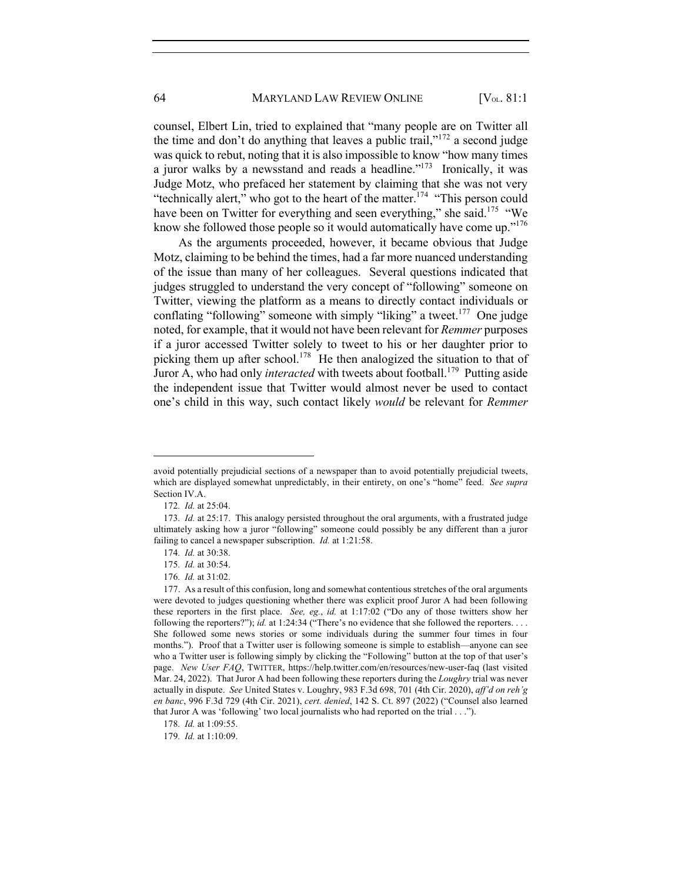counsel, Elbert Lin, tried to explained that "many people are on Twitter all the time and don't do anything that leaves a public trail,"[172] a second judge was quick to rebut, noting that it is also impossible to know "how many times a juror walks by a newsstand and reads a headline."[173] Ironically, it was Judge Motz, who prefaced her statement by claiming that she was not very "technically alert," who got to the heart of the matter.[174] "This person could have been on Twitter for everything and seen everything," she said.[175] "We know she followed those people so it would automatically have come up."[176]

As the arguments proceeded, however, it became obvious that Judge Motz, claiming to be behind the times, had a far more nuanced understanding of the issue than many of her colleagues. Several questions indicated that judges struggled to understand the very concept of "following" someone on Twitter, viewing the platform as a means to directly contact individuals or conflating "following" someone with simply "liking" a tweet.[177] One judge noted, for example, that it would not have been relevant for *Remmer* purposes if a juror accessed Twitter solely to tweet to his or her daughter prior to picking them up after school.[178] He then analogized the situation to that of Juror A, who had only *interacted* with tweets about football.[179] Putting aside the independent issue that Twitter would almost never be used to contact one's child in this way, such contact likely *would* be relevant for *Remmer*

---

avoid potentially prejudicial sections of a newspaper than to avoid potentially prejudicial tweets, which are displayed somewhat unpredictably, in their entirety, on one's "home" feed. *See supra* Section IV.A.

172. *Id.* at 25:04.

173. *Id.* at 25:17. This analogy persisted throughout the oral arguments, with a frustrated judge ultimately asking how a juror "following" someone could possibly be any different than a juror failing to cancel a newspaper subscription. *Id.* at 1:21:58.

174. *Id.* at 30:38.

175. *Id.* at 30:54.

176. *Id.* at 31:02.

177. As a result of this confusion, long and somewhat contentious stretches of the oral arguments were devoted to judges questioning whether there was explicit proof Juror A had been following these reporters in the first place. *See, eg.*, *id.* at 1:17:02 ("Do any of those twitters show her following the reporters?"); *id.* at 1:24:34 ("There's no evidence that she followed the reporters. . . . She followed some news stories or some individuals during the summer four times in four months."). Proof that a Twitter user is following someone is simple to establish—anyone can see who a Twitter user is following simply by clicking the "Following" button at the top of that user's page. *New User FAQ*, TWITTER, https://help.twitter.com/en/resources/new-user-faq (last visited Mar. 24, 2022). That Juror A had been following these reporters during the *Loughry* trial was never actually in dispute. *See* United States v. Loughry, 983 F.3d 698, 701 (4th Cir. 2020), *aff'd on reh'g en banc*, 996 F.3d 729 (4th Cir. 2021), *cert. denied*, 142 S. Ct. 897 (2022) ("Counsel also learned that Juror A was 'following' two local journalists who had reported on the trial . . .").

178. *Id.* at 1:09:55.

179. *Id.* at 1:10:09.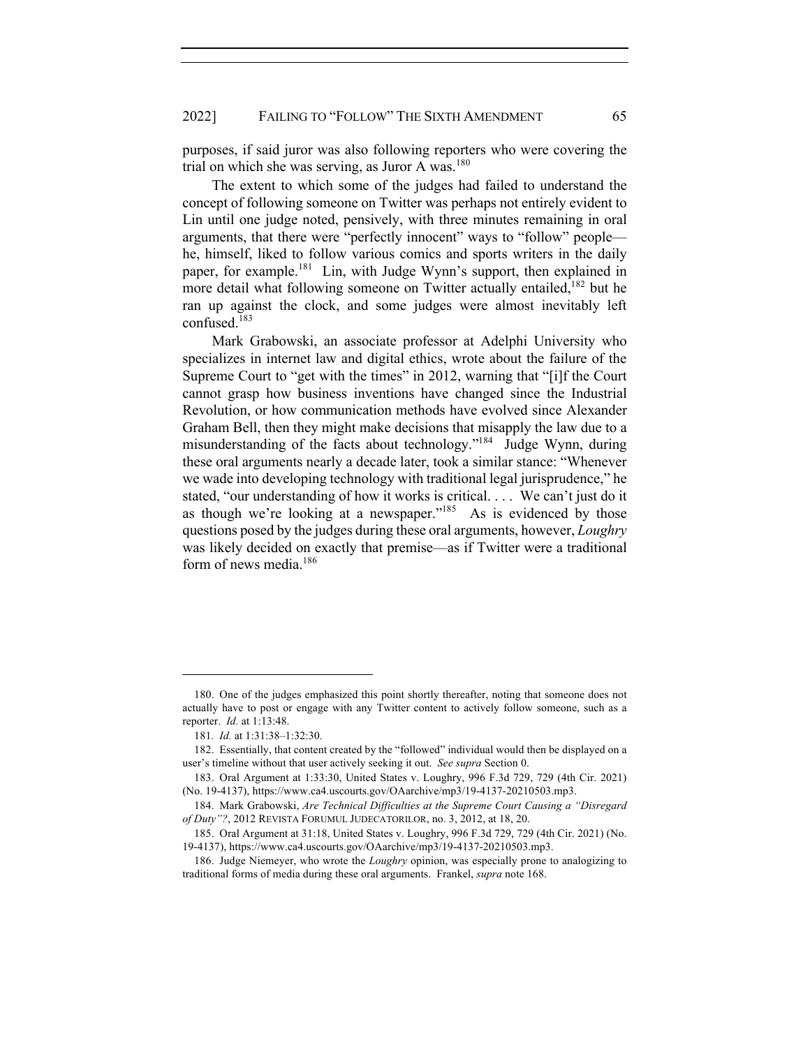purposes, if said juror was also following reporters who were covering the trial on which she was serving, as Juror A was.[180]

The extent to which some of the judges had failed to understand the concept of following someone on Twitter was perhaps not entirely evident to Lin until one judge noted, pensively, with three minutes remaining in oral arguments, that there were "perfectly innocent" ways to "follow" people—he, himself, liked to follow various comics and sports writers in the daily paper, for example.[181] Lin, with Judge Wynn's support, then explained in more detail what following someone on Twitter actually entailed,[182] but he ran up against the clock, and some judges were almost inevitably left confused.[183]

Mark Grabowski, an associate professor at Adelphi University who specializes in internet law and digital ethics, wrote about the failure of the Supreme Court to "get with the times" in 2012, warning that "[i]f the Court cannot grasp how business inventions have changed since the Industrial Revolution, or how communication methods have evolved since Alexander Graham Bell, then they might make decisions that misapply the law due to a misunderstanding of the facts about technology."[184] Judge Wynn, during these oral arguments nearly a decade later, took a similar stance: "Whenever we wade into developing technology with traditional legal jurisprudence," he stated, "our understanding of how it works is critical. . . . We can't just do it as though we're looking at a newspaper."[185] As is evidenced by those questions posed by the judges during these oral arguments, however, *Loughry* was likely decided on exactly that premise—as if Twitter were a traditional form of news media.[186]

---

180. One of the judges emphasized this point shortly thereafter, noting that someone does not actually have to post or engage with any Twitter content to actively follow someone, such as a reporter. *Id.* at 1:13:48.

181. *Id.* at 1:31:38–1:32:30.

182. Essentially, that content created by the "followed" individual would then be displayed on a user's timeline without that user actively seeking it out. *See supra* Section 0.

183. Oral Argument at 1:33:30, United States v. Loughry, 996 F.3d 729, 729 (4th Cir. 2021) (No. 19-4137), https://www.ca4.uscourts.gov/OAarchive/mp3/19-4137-20210503.mp3.

184. Mark Grabowski, *Are Technical Difficulties at the Supreme Court Causing a "Disregard of Duty"?*, 2012 REVISTA FORUMUL JUDECATORILOR, no. 3, 2012, at 18, 20.

185. Oral Argument at 31:18, United States v. Loughry, 996 F.3d 729, 729 (4th Cir. 2021) (No. 19-4137), https://www.ca4.uscourts.gov/OAarchive/mp3/19-4137-20210503.mp3.

186. Judge Niemeyer, who wrote the *Loughry* opinion, was especially prone to analogizing to traditional forms of media during these oral arguments. Frankel, *supra* note 168.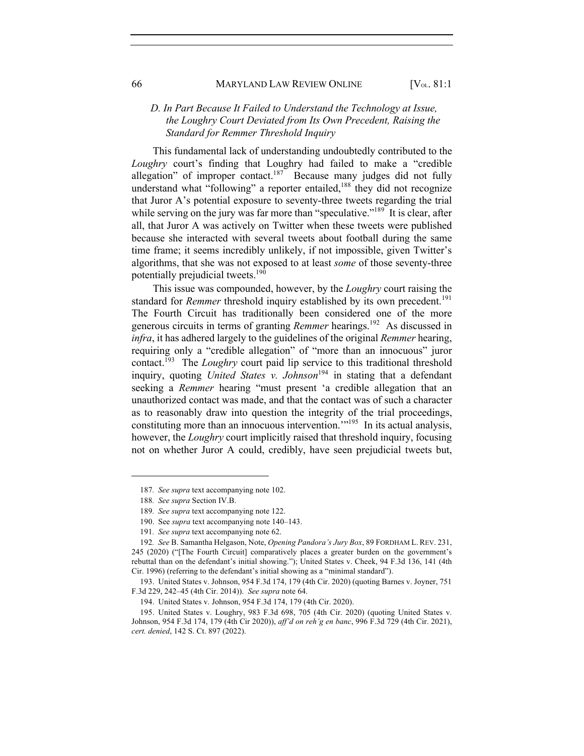### *D. In Part Because It Failed to Understand the Technology at Issue, the Loughry Court Deviated from Its Own Precedent, Raising the Standard for Remmer Threshold Inquiry*

This fundamental lack of understanding undoubtedly contributed to the *Loughry* court's finding that Loughry had failed to make a "credible allegation" of improper contact.[187] Because many judges did not fully understand what "following" a reporter entailed,[188] they did not recognize that Juror A's potential exposure to seventy-three tweets regarding the trial while serving on the jury was far more than "speculative."[189] It is clear, after all, that Juror A was actively on Twitter when these tweets were published because she interacted with several tweets about football during the same time frame; it seems incredibly unlikely, if not impossible, given Twitter's algorithms, that she was not exposed to at least *some* of those seventy-three potentially prejudicial tweets.[190]

This issue was compounded, however, by the *Loughry* court raising the standard for *Remmer* threshold inquiry established by its own precedent.[191] The Fourth Circuit has traditionally been considered one of the more generous circuits in terms of granting *Remmer* hearings.[192] As discussed in *infra*, it has adhered largely to the guidelines of the original *Remmer* hearing, requiring only a "credible allegation" of "more than an innocuous" juror contact.[193] The *Loughry* court paid lip service to this traditional threshold inquiry, quoting *United States v. Johnson*[194] in stating that a defendant seeking a *Remmer* hearing "must present 'a credible allegation that an unauthorized contact was made, and that the contact was of such a character as to reasonably draw into question the integrity of the trial proceedings, constituting more than an innocuous intervention.'"[195] In its actual analysis, however, the *Loughry* court implicitly raised that threshold inquiry, focusing not on whether Juror A could, credibly, have seen prejudicial tweets but,

---

187. *See supra* text accompanying note 102.

188. *See supra* Section IV.B.

189. *See supra* text accompanying note 122.

190. See *supra* text accompanying note 140–143.

191. *See supra* text accompanying note 62.

192. *See* B. Samantha Helgason, Note, *Opening Pandora's Jury Box*, 89 FORDHAM L. REV. 231, 245 (2020) ("[The Fourth Circuit] comparatively places a greater burden on the government's rebuttal than on the defendant's initial showing."); United States v. Cheek, 94 F.3d 136, 141 (4th Cir. 1996) (referring to the defendant's initial showing as a "minimal standard").

193. United States v. Johnson, 954 F.3d 174, 179 (4th Cir. 2020) (quoting Barnes v. Joyner, 751 F.3d 229, 242–45 (4th Cir. 2014)). *See supra* note 64.

194. United States v. Johnson, 954 F.3d 174, 179 (4th Cir. 2020).

195. United States v. Loughry, 983 F.3d 698, 705 (4th Cir. 2020) (quoting United States v. Johnson, 954 F.3d 174, 179 (4th Cir 2020)), *aff'd on reh'g en banc*, 996 F.3d 729 (4th Cir. 2021), *cert. denied*, 142 S. Ct. 897 (2022).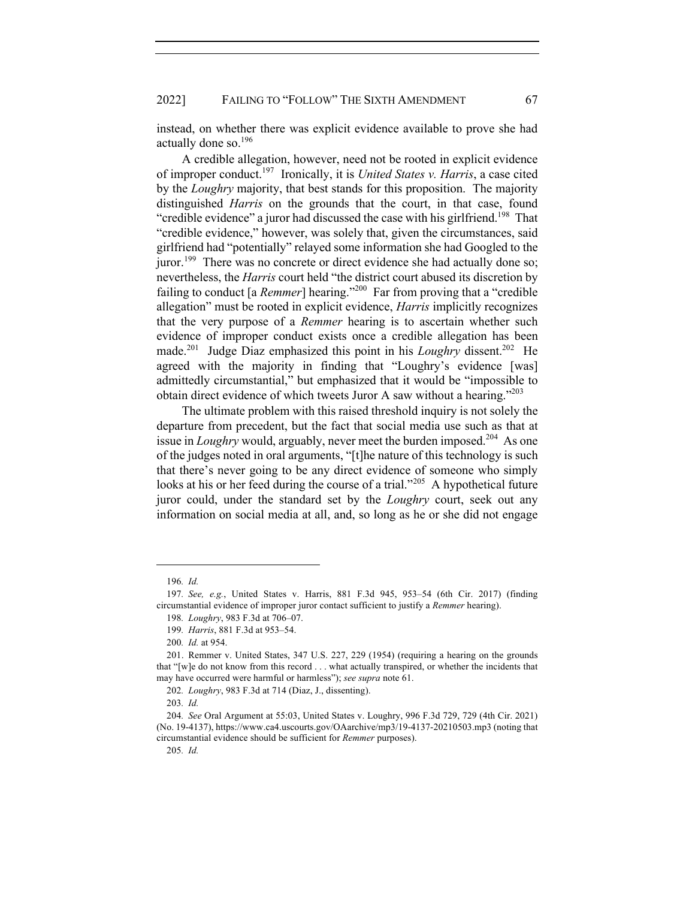instead, on whether there was explicit evidence available to prove she had actually done so.[196]

A credible allegation, however, need not be rooted in explicit evidence of improper conduct.[197] Ironically, it is *United States v. Harris*, a case cited by the *Loughry* majority, that best stands for this proposition. The majority distinguished *Harris* on the grounds that the court, in that case, found "credible evidence" a juror had discussed the case with his girlfriend.[198] That "credible evidence," however, was solely that, given the circumstances, said girlfriend had "potentially" relayed some information she had Googled to the juror.[199] There was no concrete or direct evidence she had actually done so; nevertheless, the *Harris* court held "the district court abused its discretion by failing to conduct [a *Remmer*] hearing."[200] Far from proving that a "credible allegation" must be rooted in explicit evidence, *Harris* implicitly recognizes that the very purpose of a *Remmer* hearing is to ascertain whether such evidence of improper conduct exists once a credible allegation has been made.[201] Judge Diaz emphasized this point in his *Loughry* dissent.[202] He agreed with the majority in finding that "Loughry's evidence [was] admittedly circumstantial," but emphasized that it would be "impossible to obtain direct evidence of which tweets Juror A saw without a hearing."[203]

The ultimate problem with this raised threshold inquiry is not solely the departure from precedent, but the fact that social media use such as that at issue in *Loughry* would, arguably, never meet the burden imposed.[204] As one of the judges noted in oral arguments, "[t]he nature of this technology is such that there's never going to be any direct evidence of someone who simply looks at his or her feed during the course of a trial."[205] A hypothetical future juror could, under the standard set by the *Loughry* court, seek out any information on social media at all, and, so long as he or she did not engage

---

196. *Id.*

197. *See, e.g.*, United States v. Harris, 881 F.3d 945, 953–54 (6th Cir. 2017) (finding circumstantial evidence of improper juror contact sufficient to justify a *Remmer* hearing).

198. *Loughry*, 983 F.3d at 706–07.

199. *Harris*, 881 F.3d at 953–54.

200. *Id.* at 954.

201. Remmer v. United States, 347 U.S. 227, 229 (1954) (requiring a hearing on the grounds that "[w]e do not know from this record . . . what actually transpired, or whether the incidents that may have occurred were harmful or harmless"); *see supra* note 61.

202. *Loughry*, 983 F.3d at 714 (Diaz, J., dissenting).

203. *Id.*

204. *See* Oral Argument at 55:03, United States v. Loughry, 996 F.3d 729, 729 (4th Cir. 2021) (No. 19-4137), https://www.ca4.uscourts.gov/OAarchive/mp3/19-4137-20210503.mp3 (noting that circumstantial evidence should be sufficient for *Remmer* purposes).

205. *Id.*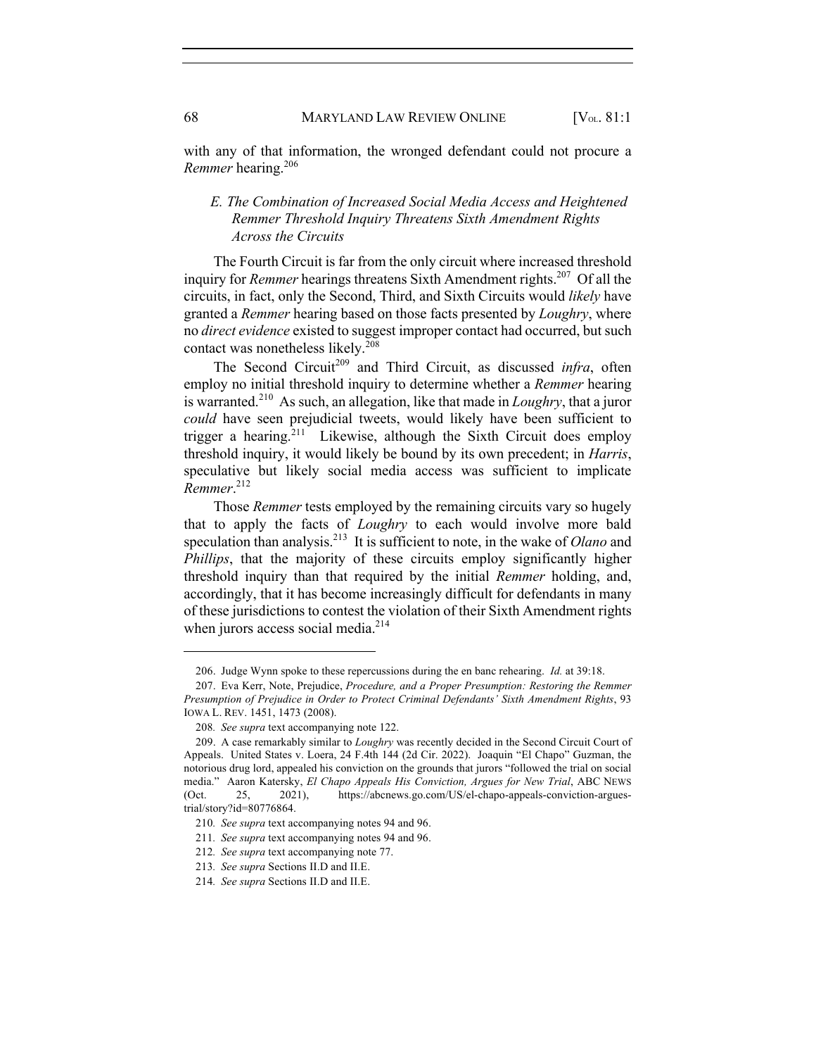with any of that information, the wronged defendant could not procure a *Remmer* hearing.[206]

### *E. The Combination of Increased Social Media Access and Heightened Remmer Threshold Inquiry Threatens Sixth Amendment Rights Across the Circuits*

The Fourth Circuit is far from the only circuit where increased threshold inquiry for *Remmer* hearings threatens Sixth Amendment rights.[207] Of all the circuits, in fact, only the Second, Third, and Sixth Circuits would *likely* have granted a *Remmer* hearing based on those facts presented by *Loughry*, where no *direct evidence* existed to suggest improper contact had occurred, but such contact was nonetheless likely.[208]

The Second Circuit[209] and Third Circuit, as discussed *infra*, often employ no initial threshold inquiry to determine whether a *Remmer* hearing is warranted.[210] As such, an allegation, like that made in *Loughry*, that a juror *could* have seen prejudicial tweets, would likely have been sufficient to trigger a hearing.[211] Likewise, although the Sixth Circuit does employ threshold inquiry, it would likely be bound by its own precedent; in *Harris*, speculative but likely social media access was sufficient to implicate *Remmer*.[212]

Those *Remmer* tests employed by the remaining circuits vary so hugely that to apply the facts of *Loughry* to each would involve more bald speculation than analysis.[213] It is sufficient to note, in the wake of *Olano* and *Phillips*, that the majority of these circuits employ significantly higher threshold inquiry than that required by the initial *Remmer* holding, and, accordingly, that it has become increasingly difficult for defendants in many of these jurisdictions to contest the violation of their Sixth Amendment rights when jurors access social media.[214]

---

206. Judge Wynn spoke to these repercussions during the en banc rehearing. *Id.* at 39:18.

207. Eva Kerr, Note, Prejudice, *Procedure, and a Proper Presumption: Restoring the Remmer Presumption of Prejudice in Order to Protect Criminal Defendants' Sixth Amendment Rights*, 93 IOWA L. REV. 1451, 1473 (2008).

208. *See supra* text accompanying note 122.

209. A case remarkably similar to *Loughry* was recently decided in the Second Circuit Court of Appeals. United States v. Loera, 24 F.4th 144 (2d Cir. 2022). Joaquin "El Chapo" Guzman, the notorious drug lord, appealed his conviction on the grounds that jurors "followed the trial on social media." Aaron Katersky, *El Chapo Appeals His Conviction, Argues for New Trial*, ABC NEWS (Oct. 25, 2021), https://abcnews.go.com/US/el-chapo-appeals-conviction-argues-trial/story?id=80776864.

210. *See supra* text accompanying notes 94 and 96.

211. *See supra* text accompanying notes 94 and 96.

212. *See supra* text accompanying note 77.

213. *See supra* Sections II.D and II.E.

214. *See supra* Sections II.D and II.E.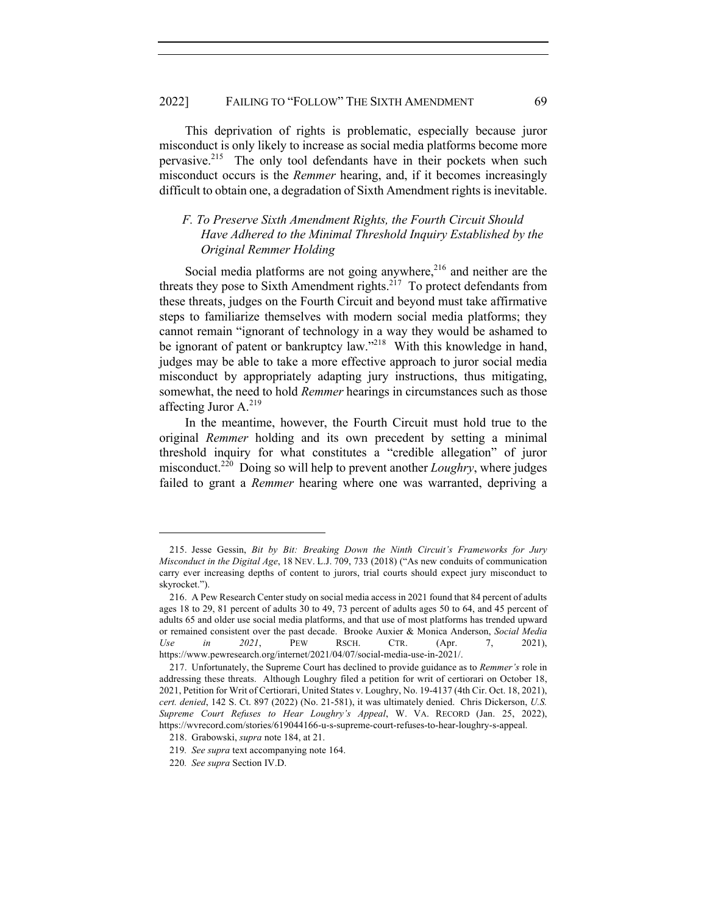This deprivation of rights is problematic, especially because juror misconduct is only likely to increase as social media platforms become more pervasive.[215] The only tool defendants have in their pockets when such misconduct occurs is the *Remmer* hearing, and, if it becomes increasingly difficult to obtain one, a degradation of Sixth Amendment rights is inevitable.

### *F. To Preserve Sixth Amendment Rights, the Fourth Circuit Should Have Adhered to the Minimal Threshold Inquiry Established by the Original Remmer Holding*

Social media platforms are not going anywhere,[216] and neither are the threats they pose to Sixth Amendment rights.[217] To protect defendants from these threats, judges on the Fourth Circuit and beyond must take affirmative steps to familiarize themselves with modern social media platforms; they cannot remain "ignorant of technology in a way they would be ashamed to be ignorant of patent or bankruptcy law."[218] With this knowledge in hand, judges may be able to take a more effective approach to juror social media misconduct by appropriately adapting jury instructions, thus mitigating, somewhat, the need to hold *Remmer* hearings in circumstances such as those affecting Juror A.[219]

In the meantime, however, the Fourth Circuit must hold true to the original *Remmer* holding and its own precedent by setting a minimal threshold inquiry for what constitutes a "credible allegation" of juror misconduct.[220] Doing so will help to prevent another *Loughry*, where judges failed to grant a *Remmer* hearing where one was warranted, depriving a

---

215. Jesse Gessin, *Bit by Bit: Breaking Down the Ninth Circuit's Frameworks for Jury Misconduct in the Digital Age*, 18 NEV. L.J. 709, 733 (2018) ("As new conduits of communication carry ever increasing depths of content to jurors, trial courts should expect jury misconduct to skyrocket.").

216. A Pew Research Center study on social media access in 2021 found that 84 percent of adults ages 18 to 29, 81 percent of adults 30 to 49, 73 percent of adults ages 50 to 64, and 45 percent of adults 65 and older use social media platforms, and that use of most platforms has trended upward or remained consistent over the past decade. Brooke Auxier & Monica Anderson, *Social Media Use in 2021*, PEW RSCH. CTR. (Apr. 7, 2021), https://www.pewresearch.org/internet/2021/04/07/social-media-use-in-2021/.

217. Unfortunately, the Supreme Court has declined to provide guidance as to *Remmer's* role in addressing these threats. Although Loughry filed a petition for writ of certiorari on October 18, 2021, Petition for Writ of Certiorari, United States v. Loughry, No. 19-4137 (4th Cir. Oct. 18, 2021), *cert. denied*, 142 S. Ct. 897 (2022) (No. 21-581), it was ultimately denied. Chris Dickerson, *U.S. Supreme Court Refuses to Hear Loughry's Appeal*, W. VA. RECORD (Jan. 25, 2022), https://wvrecord.com/stories/619044166-u-s-supreme-court-refuses-to-hear-loughry-s-appeal.

218. Grabowski, *supra* note 184, at 21.

219. *See supra* text accompanying note 164.

220. *See supra* Section IV.D.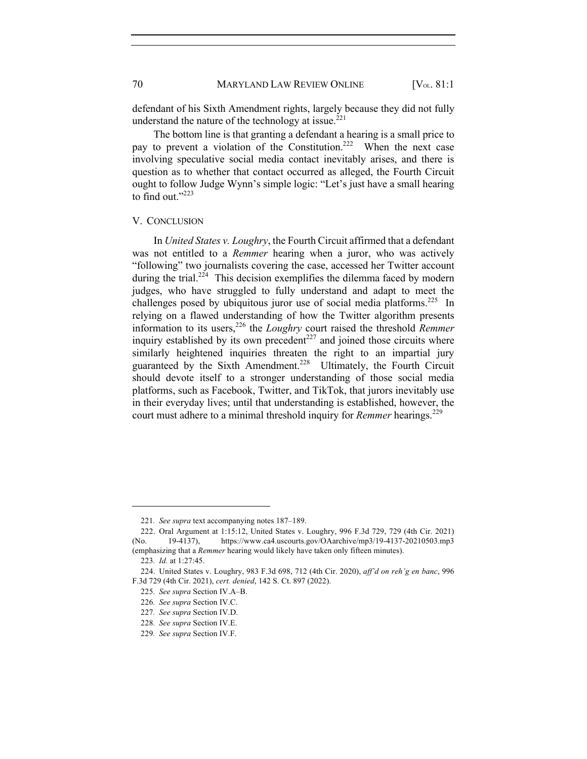defendant of his Sixth Amendment rights, largely because they did not fully understand the nature of the technology at issue.[221]

The bottom line is that granting a defendant a hearing is a small price to pay to prevent a violation of the Constitution.[222] When the next case involving speculative social media contact inevitably arises, and there is question as to whether that contact occurred as alleged, the Fourth Circuit ought to follow Judge Wynn's simple logic: "Let's just have a small hearing to find out."[223]

## V. CONCLUSION

In *United States v. Loughry*, the Fourth Circuit affirmed that a defendant was not entitled to a *Remmer* hearing when a juror, who was actively "following" two journalists covering the case, accessed her Twitter account during the trial.[224] This decision exemplifies the dilemma faced by modern judges, who have struggled to fully understand and adapt to meet the challenges posed by ubiquitous juror use of social media platforms.[225] In relying on a flawed understanding of how the Twitter algorithm presents information to its users,[226] the *Loughry* court raised the threshold *Remmer* inquiry established by its own precedent[227] and joined those circuits where similarly heightened inquiries threaten the right to an impartial jury guaranteed by the Sixth Amendment.[228] Ultimately, the Fourth Circuit should devote itself to a stronger understanding of those social media platforms, such as Facebook, Twitter, and TikTok, that jurors inevitably use in their everyday lives; until that understanding is established, however, the court must adhere to a minimal threshold inquiry for *Remmer* hearings.[229]

---

221. *See supra* text accompanying notes 187–189.

222. Oral Argument at 1:15:12, United States v. Loughry, 996 F.3d 729, 729 (4th Cir. 2021) (No. 19-4137), https://www.ca4.uscourts.gov/OAarchive/mp3/19-4137-20210503.mp3 (emphasizing that a *Remmer* hearing would likely have taken only fifteen minutes).

223. *Id.* at 1:27:45.

224. United States v. Loughry, 983 F.3d 698, 712 (4th Cir. 2020), *aff'd on reh'g en banc*, 996 F.3d 729 (4th Cir. 2021), *cert. denied*, 142 S. Ct. 897 (2022).

225. *See supra* Section IV.A–B.

226. *See supra* Section IV.C.

227. *See supra* Section IV.D.

228. *See supra* Section IV.E.

229. *See supra* Section IV.F.